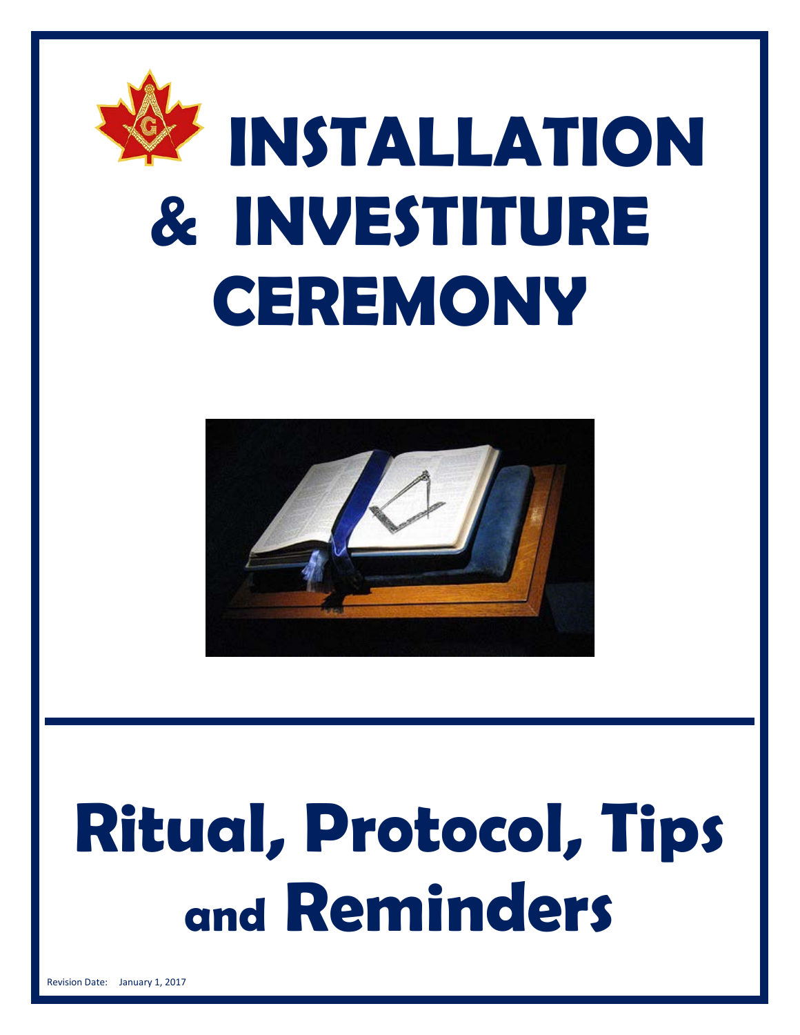# INSTALLATION & INVESTITURE CEREMONY

# Ritual, Protocol, Tips and Reminders

Revision Date: January 1, 2017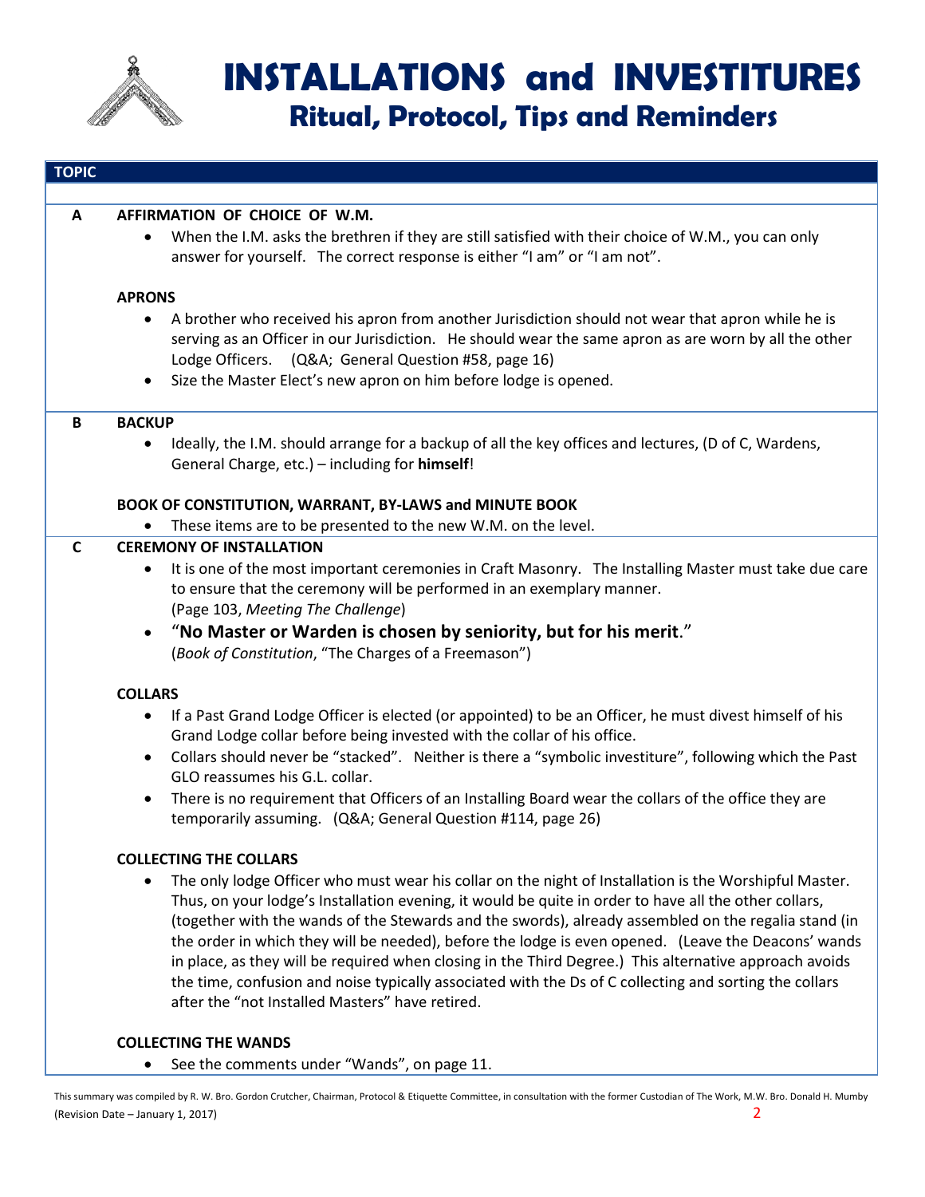# INSTALLATIONS and INVESTITURES

## Ritual, Protocol, Tips and Reminders

**TOPIC**

**A** **AFFIRMATION OF CHOICE OF W.M.**

- When the I.M. asks the brethren if they are still satisfied with their choice of W.M., you can only answer for yourself. The correct response is either "I am" or "I am not".

**APRONS**

- A brother who received his apron from another Jurisdiction should not wear that apron while he is serving as an Officer in our Jurisdiction. He should wear the same apron as are worn by all the other Lodge Officers. (Q&A; General Question #58, page 16)
- Size the Master Elect's new apron on him before lodge is opened.

**B** **BACKUP**

- Ideally, the I.M. should arrange for a backup of all the key offices and lectures, (D of C, Wardens, General Charge, etc.) – including for **himself**!

**BOOK OF CONSTITUTION, WARRANT, BY-LAWS and MINUTE BOOK**

- These items are to be presented to the new W.M. on the level.

**C** **CEREMONY OF INSTALLATION**

- It is one of the most important ceremonies in Craft Masonry. The Installing Master must take due care to ensure that the ceremony will be performed in an exemplary manner. (Page 103, *Meeting The Challenge*)
- "**No Master or Warden is chosen by seniority, but for his merit**." (*Book of Constitution*, "The Charges of a Freemason")

**COLLARS**

- If a Past Grand Lodge Officer is elected (or appointed) to be an Officer, he must divest himself of his Grand Lodge collar before being invested with the collar of his office.
- Collars should never be "stacked". Neither is there a "symbolic investiture", following which the Past GLO reassumes his G.L. collar.
- There is no requirement that Officers of an Installing Board wear the collars of the office they are temporarily assuming. (Q&A; General Question #114, page 26)

**COLLECTING THE COLLARS**

- The only lodge Officer who must wear his collar on the night of Installation is the Worshipful Master. Thus, on your lodge's Installation evening, it would be quite in order to have all the other collars, (together with the wands of the Stewards and the swords), already assembled on the regalia stand (in the order in which they will be needed), before the lodge is even opened. (Leave the Deacons' wands in place, as they will be required when closing in the Third Degree.) This alternative approach avoids the time, confusion and noise typically associated with the Ds of C collecting and sorting the collars after the "not Installed Masters" have retired.

**COLLECTING THE WANDS**

- See the comments under "Wands", on page 11.

This summary was compiled by R. W. Bro. Gordon Crutcher, Chairman, Protocol & Etiquette Committee, in consultation with the former Custodian of The Work, M.W. Bro. Donald H. Mumby (Revision Date – January 1, 2017)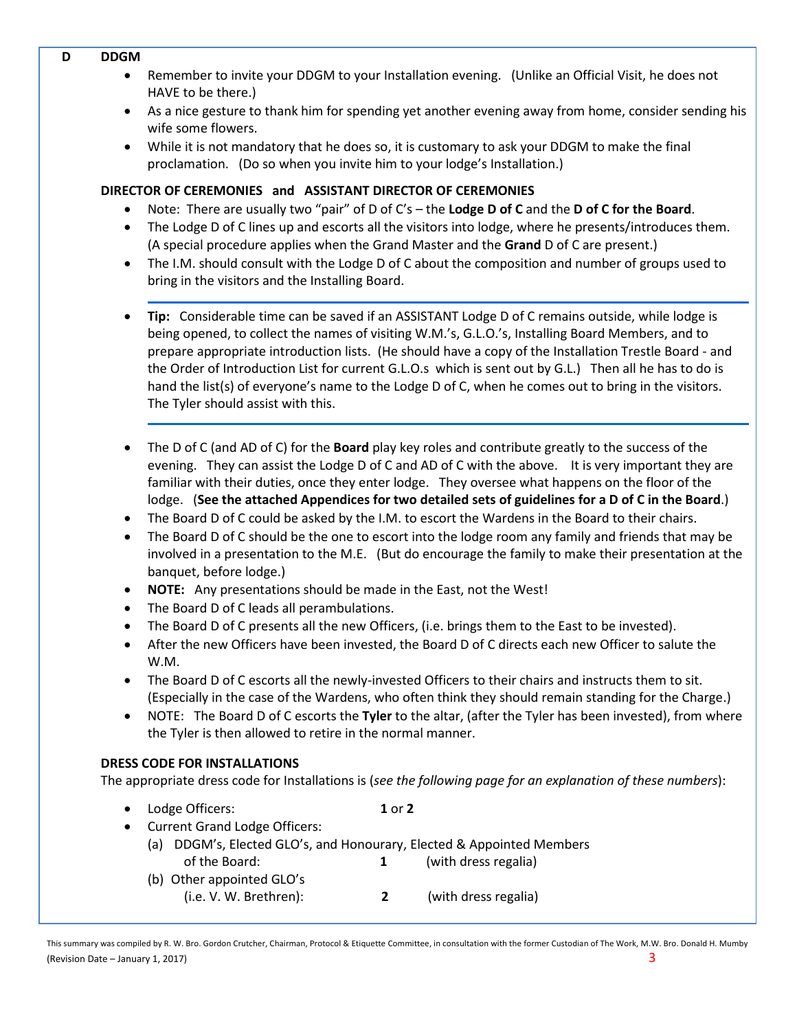**D** **DDGM**

- Remember to invite your DDGM to your Installation evening. (Unlike an Official Visit, he does not HAVE to be there.)
- As a nice gesture to thank him for spending yet another evening away from home, consider sending his wife some flowers.
- While it is not mandatory that he does so, it is customary to ask your DDGM to make the final proclamation. (Do so when you invite him to your lodge's Installation.)

**DIRECTOR OF CEREMONIES and ASSISTANT DIRECTOR OF CEREMONIES**

- Note: There are usually two "pair" of D of C's – the **Lodge D of C** and the **D of C for the Board**.
- The Lodge D of C lines up and escorts all the visitors into lodge, where he presents/introduces them. (A special procedure applies when the Grand Master and the **Grand** D of C are present.)
- The I.M. should consult with the Lodge D of C about the composition and number of groups used to bring in the visitors and the Installing Board.

---

- **Tip:** Considerable time can be saved if an ASSISTANT Lodge D of C remains outside, while lodge is being opened, to collect the names of visiting W.M.'s, G.L.O.'s, Installing Board Members, and to prepare appropriate introduction lists. (He should have a copy of the Installation Trestle Board - and the Order of Introduction List for current G.L.O.s which is sent out by G.L.) Then all he has to do is hand the list(s) of everyone's name to the Lodge D of C, when he comes out to bring in the visitors. The Tyler should assist with this.

---

- The D of C (and AD of C) for the **Board** play key roles and contribute greatly to the success of the evening. They can assist the Lodge D of C and AD of C with the above. It is very important they are familiar with their duties, once they enter lodge. They oversee what happens on the floor of the lodge. (**See the attached Appendices for two detailed sets of guidelines for a D of C in the Board**.)
- The Board D of C could be asked by the I.M. to escort the Wardens in the Board to their chairs.
- The Board D of C should be the one to escort into the lodge room any family and friends that may be involved in a presentation to the M.E. (But do encourage the family to make their presentation at the banquet, before lodge.)
- **NOTE:** Any presentations should be made in the East, not the West!
- The Board D of C leads all perambulations.
- The Board D of C presents all the new Officers, (i.e. brings them to the East to be invested).
- After the new Officers have been invested, the Board D of C directs each new Officer to salute the W.M.
- The Board D of C escorts all the newly-invested Officers to their chairs and instructs them to sit. (Especially in the case of the Wardens, who often think they should remain standing for the Charge.)
- NOTE: The Board D of C escorts the **Tyler** to the altar, (after the Tyler has been invested), from where the Tyler is then allowed to retire in the normal manner.

**DRESS CODE FOR INSTALLATIONS**

The appropriate dress code for Installations is (*see the following page for an explanation of these numbers*):

- Lodge Officers: **1** or **2**
- Current Grand Lodge Officers:
  - (a) DDGM's, Elected GLO's, and Honourary, Elected & Appointed Members of the Board: **1** (with dress regalia)
  - (b) Other appointed GLO's (i.e. V. W. Brethren): **2** (with dress regalia)

This summary was compiled by R. W. Bro. Gordon Crutcher, Chairman, Protocol & Etiquette Committee, in consultation with the former Custodian of The Work, M.W. Bro. Donald H. Mumby (Revision Date – January 1, 2017)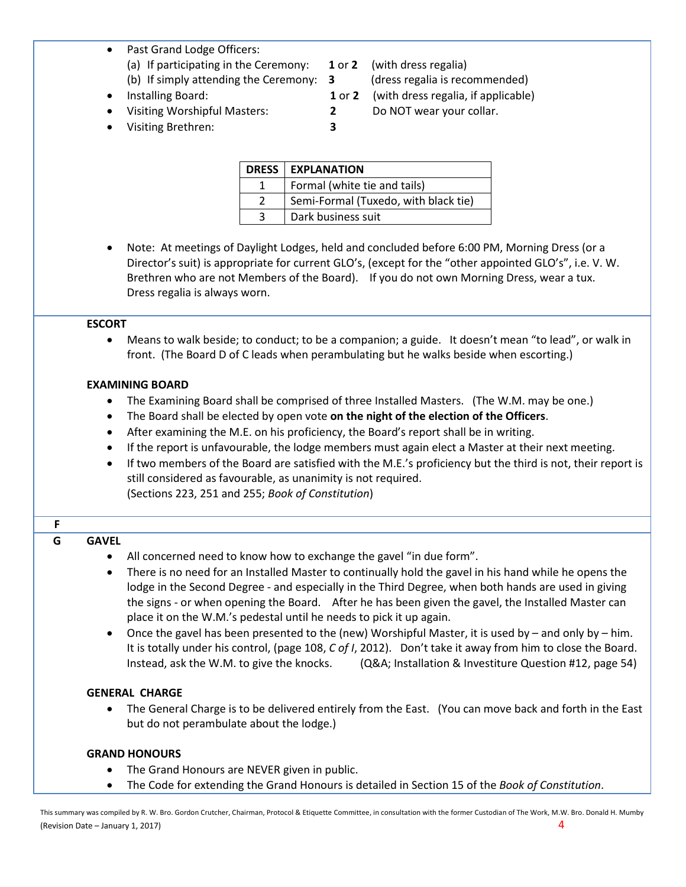- Past Grand Lodge Officers:
  - (a) If participating in the Ceremony: **1** or **2** (with dress regalia)
  - (b) If simply attending the Ceremony: **3** (dress regalia is recommended)
- Installing Board: **1** or **2** (with dress regalia, if applicable)
- Visiting Worshipful Masters: **2** Do NOT wear your collar.
- Visiting Brethren: **3**

| DRESS | EXPLANATION |
|---|---|
| 1 | Formal (white tie and tails) |
| 2 | Semi-Formal (Tuxedo, with black tie) |
| 3 | Dark business suit |

- Note: At meetings of Daylight Lodges, held and concluded before 6:00 PM, Morning Dress (or a Director's suit) is appropriate for current GLO's, (except for the "other appointed GLO's", i.e. V. W. Brethren who are not Members of the Board). If you do not own Morning Dress, wear a tux. Dress regalia is always worn.

### ESCORT

- Means to walk beside; to conduct; to be a companion; a guide. It doesn't mean "to lead", or walk in front. (The Board D of C leads when perambulating but he walks beside when escorting.)

### EXAMINING BOARD

- The Examining Board shall be comprised of three Installed Masters. (The W.M. may be one.)
- The Board shall be elected by open vote **on the night of the election of the Officers**.
- After examining the M.E. on his proficiency, the Board's report shall be in writing.
- If the report is unfavourable, the lodge members must again elect a Master at their next meeting.
- If two members of the Board are satisfied with the M.E.'s proficiency but the third is not, their report is still considered as favourable, as unanimity is not required.
  (Sections 223, 251 and 255; *Book of Constitution*)

## F

## G

### GAVEL

- All concerned need to know how to exchange the gavel "in due form".
- There is no need for an Installed Master to continually hold the gavel in his hand while he opens the lodge in the Second Degree - and especially in the Third Degree, when both hands are used in giving the signs - or when opening the Board. After he has been given the gavel, the Installed Master can place it on the W.M.'s pedestal until he needs to pick it up again.
- Once the gavel has been presented to the (new) Worshipful Master, it is used by – and only by – him. It is totally under his control, (page 108, *C of I*, 2012). Don't take it away from him to close the Board. Instead, ask the W.M. to give the knocks. (Q&A; Installation & Investiture Question #12, page 54)

### GENERAL CHARGE

- The General Charge is to be delivered entirely from the East. (You can move back and forth in the East but do not perambulate about the lodge.)

### GRAND HONOURS

- The Grand Honours are NEVER given in public.
- The Code for extending the Grand Honours is detailed in Section 15 of the *Book of Constitution*.

This summary was compiled by R. W. Bro. Gordon Crutcher, Chairman, Protocol & Etiquette Committee, in consultation with the former Custodian of The Work, M.W. Bro. Donald H. Mumby (Revision Date – January 1, 2017)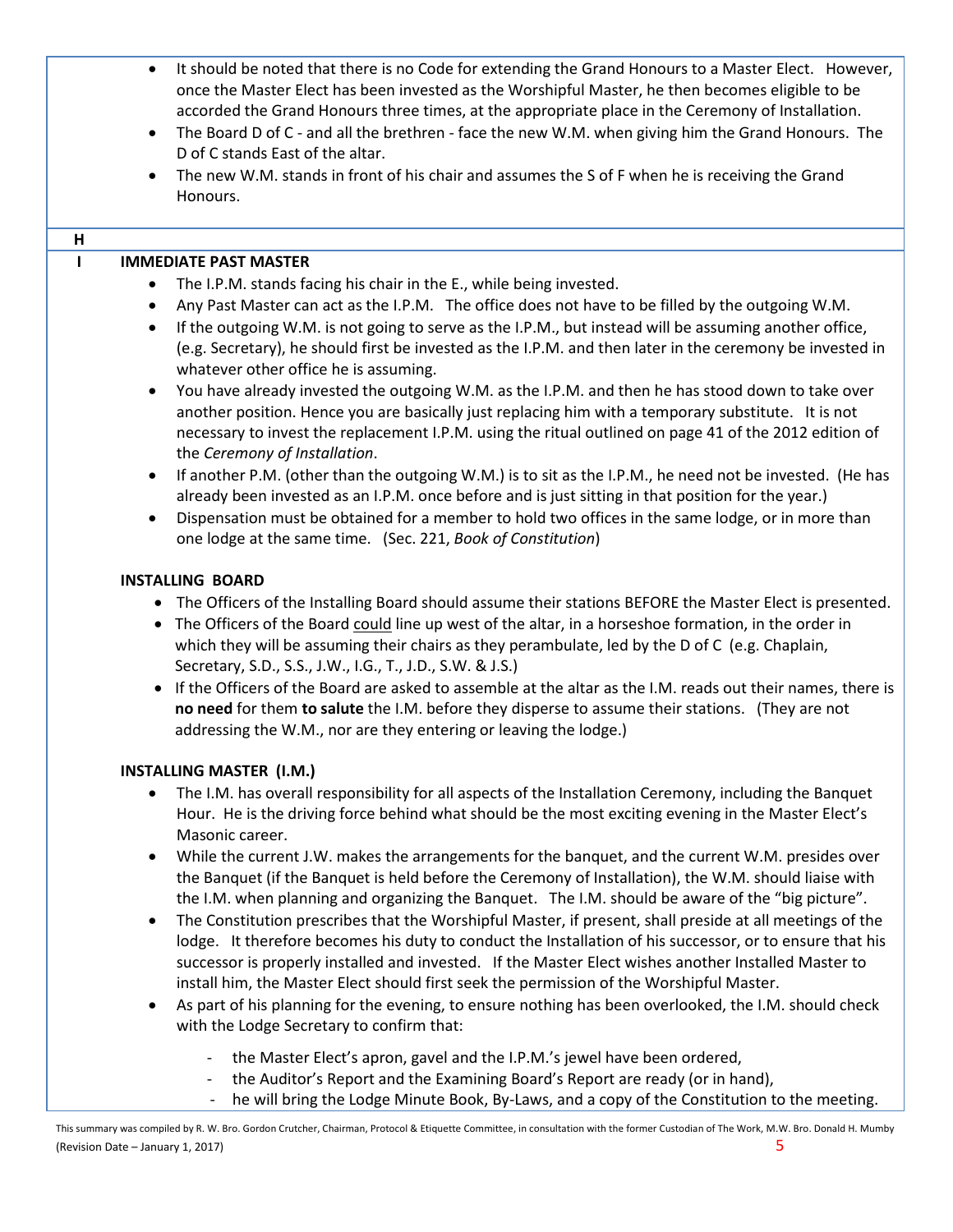- It should be noted that there is no Code for extending the Grand Honours to a Master Elect. However, once the Master Elect has been invested as the Worshipful Master, he then becomes eligible to be accorded the Grand Honours three times, at the appropriate place in the Ceremony of Installation.
- The Board D of C - and all the brethren - face the new W.M. when giving him the Grand Honours. The D of C stands East of the altar.
- The new W.M. stands in front of his chair and assumes the S of F when he is receiving the Grand Honours.

**H**

**I**

## IMMEDIATE PAST MASTER

- The I.P.M. stands facing his chair in the E., while being invested.
- Any Past Master can act as the I.P.M. The office does not have to be filled by the outgoing W.M.
- If the outgoing W.M. is not going to serve as the I.P.M., but instead will be assuming another office, (e.g. Secretary), he should first be invested as the I.P.M. and then later in the ceremony be invested in whatever other office he is assuming.
- You have already invested the outgoing W.M. as the I.P.M. and then he has stood down to take over another position. Hence you are basically just replacing him with a temporary substitute. It is not necessary to invest the replacement I.P.M. using the ritual outlined on page 41 of the 2012 edition of the *Ceremony of Installation*.
- If another P.M. (other than the outgoing W.M.) is to sit as the I.P.M., he need not be invested. (He has already been invested as an I.P.M. once before and is just sitting in that position for the year.)
- Dispensation must be obtained for a member to hold two offices in the same lodge, or in more than one lodge at the same time. (Sec. 221, *Book of Constitution*)

## INSTALLING BOARD

- The Officers of the Installing Board should assume their stations BEFORE the Master Elect is presented.
- The Officers of the Board could line up west of the altar, in a horseshoe formation, in the order in which they will be assuming their chairs as they perambulate, led by the D of C (e.g. Chaplain, Secretary, S.D., S.S., J.W., I.G., T., J.D., S.W. & J.S.)
- If the Officers of the Board are asked to assemble at the altar as the I.M. reads out their names, there is **no need** for them **to salute** the I.M. before they disperse to assume their stations. (They are not addressing the W.M., nor are they entering or leaving the lodge.)

## INSTALLING MASTER (I.M.)

- The I.M. has overall responsibility for all aspects of the Installation Ceremony, including the Banquet Hour. He is the driving force behind what should be the most exciting evening in the Master Elect's Masonic career.
- While the current J.W. makes the arrangements for the banquet, and the current W.M. presides over the Banquet (if the Banquet is held before the Ceremony of Installation), the W.M. should liaise with the I.M. when planning and organizing the Banquet. The I.M. should be aware of the "big picture".
- The Constitution prescribes that the Worshipful Master, if present, shall preside at all meetings of the lodge. It therefore becomes his duty to conduct the Installation of his successor, or to ensure that his successor is properly installed and invested. If the Master Elect wishes another Installed Master to install him, the Master Elect should first seek the permission of the Worshipful Master.
- As part of his planning for the evening, to ensure nothing has been overlooked, the I.M. should check with the Lodge Secretary to confirm that:
  - the Master Elect's apron, gavel and the I.P.M.'s jewel have been ordered,
  - the Auditor's Report and the Examining Board's Report are ready (or in hand),
  - he will bring the Lodge Minute Book, By-Laws, and a copy of the Constitution to the meeting.

This summary was compiled by R. W. Bro. Gordon Crutcher, Chairman, Protocol & Etiquette Committee, in consultation with the former Custodian of The Work, M.W. Bro. Donald H. Mumby (Revision Date – January 1, 2017)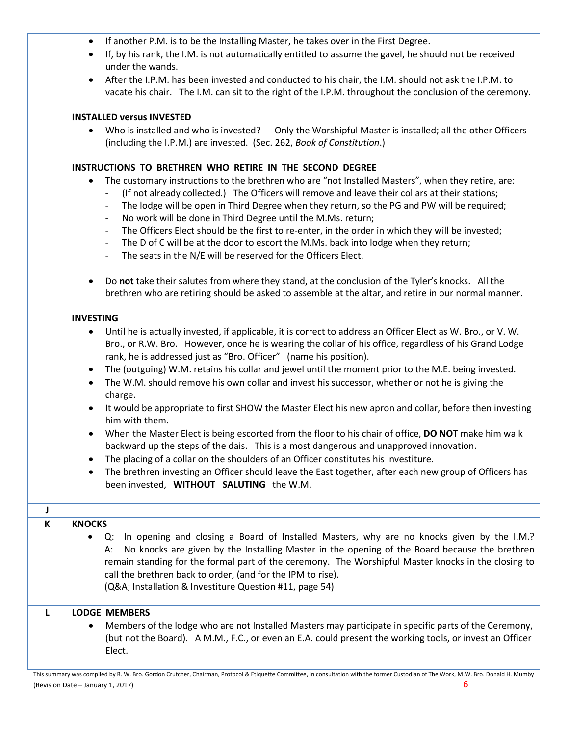- If another P.M. is to be the Installing Master, he takes over in the First Degree.
- If, by his rank, the I.M. is not automatically entitled to assume the gavel, he should not be received under the wands.
- After the I.P.M. has been invested and conducted to his chair, the I.M. should not ask the I.P.M. to vacate his chair. The I.M. can sit to the right of the I.P.M. throughout the conclusion of the ceremony.

**INSTALLED versus INVESTED**

- Who is installed and who is invested? Only the Worshipful Master is installed; all the other Officers (including the I.P.M.) are invested. (Sec. 262, *Book of Constitution*.)

**INSTRUCTIONS TO BRETHREN WHO RETIRE IN THE SECOND DEGREE**

- The customary instructions to the brethren who are "not Installed Masters", when they retire, are:
  - (If not already collected.) The Officers will remove and leave their collars at their stations;
  - The lodge will be open in Third Degree when they return, so the PG and PW will be required;
  - No work will be done in Third Degree until the M.Ms. return;
  - The Officers Elect should be the first to re-enter, in the order in which they will be invested;
  - The D of C will be at the door to escort the M.Ms. back into lodge when they return;
  - The seats in the N/E will be reserved for the Officers Elect.

- Do **not** take their salutes from where they stand, at the conclusion of the Tyler's knocks. All the brethren who are retiring should be asked to assemble at the altar, and retire in our normal manner.

**INVESTING**

- Until he is actually invested, if applicable, it is correct to address an Officer Elect as W. Bro., or V. W. Bro., or R.W. Bro. However, once he is wearing the collar of his office, regardless of his Grand Lodge rank, he is addressed just as "Bro. Officer" (name his position).
- The (outgoing) W.M. retains his collar and jewel until the moment prior to the M.E. being invested.
- The W.M. should remove his own collar and invest his successor, whether or not he is giving the charge.
- It would be appropriate to first SHOW the Master Elect his new apron and collar, before then investing him with them.
- When the Master Elect is being escorted from the floor to his chair of office, **DO NOT** make him walk backward up the steps of the dais. This is a most dangerous and unapproved innovation.
- The placing of a collar on the shoulders of an Officer constitutes his investiture.
- The brethren investing an Officer should leave the East together, after each new group of Officers has been invested, **WITHOUT SALUTING** the W.M.

## J

## K KNOCKS

- Q: In opening and closing a Board of Installed Masters, why are no knocks given by the I.M.?
  A: No knocks are given by the Installing Master in the opening of the Board because the brethren remain standing for the formal part of the ceremony. The Worshipful Master knocks in the closing to call the brethren back to order, (and for the IPM to rise).
  (Q&A; Installation & Investiture Question #11, page 54)

## L LODGE MEMBERS

- Members of the lodge who are not Installed Masters may participate in specific parts of the Ceremony, (but not the Board). A M.M., F.C., or even an E.A. could present the working tools, or invest an Officer Elect.

This summary was compiled by R. W. Bro. Gordon Crutcher, Chairman, Protocol & Etiquette Committee, in consultation with the former Custodian of The Work, M.W. Bro. Donald H. Mumby (Revision Date – January 1, 2017)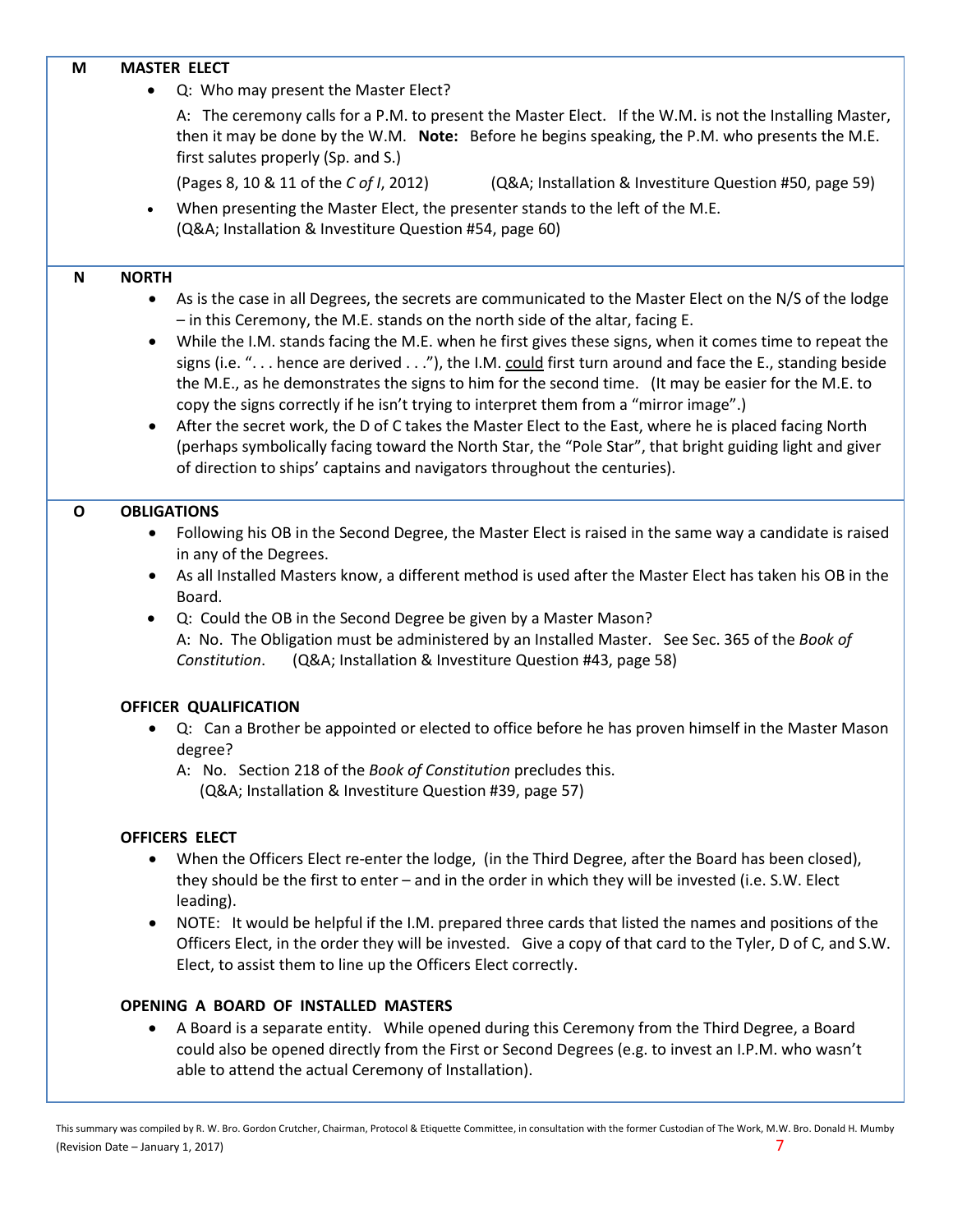## M MASTER ELECT

- Q: Who may present the Master Elect?

  A: The ceremony calls for a P.M. to present the Master Elect. If the W.M. is not the Installing Master, then it may be done by the W.M. **Note:** Before he begins speaking, the P.M. who presents the M.E. first salutes properly (Sp. and S.)

  (Pages 8, 10 & 11 of the *C of I*, 2012) (Q&A; Installation & Investiture Question #50, page 59)

- When presenting the Master Elect, the presenter stands to the left of the M.E. (Q&A; Installation & Investiture Question #54, page 60)

## N NORTH

- As is the case in all Degrees, the secrets are communicated to the Master Elect on the N/S of the lodge – in this Ceremony, the M.E. stands on the north side of the altar, facing E.
- While the I.M. stands facing the M.E. when he first gives these signs, when it comes time to repeat the signs (i.e. ". . . hence are derived . . ."), the I.M. could first turn around and face the E., standing beside the M.E., as he demonstrates the signs to him for the second time. (It may be easier for the M.E. to copy the signs correctly if he isn't trying to interpret them from a "mirror image".)
- After the secret work, the D of C takes the Master Elect to the East, where he is placed facing North (perhaps symbolically facing toward the North Star, the "Pole Star", that bright guiding light and giver of direction to ships' captains and navigators throughout the centuries).

## O OBLIGATIONS

- Following his OB in the Second Degree, the Master Elect is raised in the same way a candidate is raised in any of the Degrees.
- As all Installed Masters know, a different method is used after the Master Elect has taken his OB in the Board.
- Q: Could the OB in the Second Degree be given by a Master Mason?
  A: No. The Obligation must be administered by an Installed Master. See Sec. 365 of the *Book of Constitution*. (Q&A; Installation & Investiture Question #43, page 58)

### OFFICER QUALIFICATION

- Q: Can a Brother be appointed or elected to office before he has proven himself in the Master Mason degree?
  A: No. Section 218 of the *Book of Constitution* precludes this.
  (Q&A; Installation & Investiture Question #39, page 57)

### OFFICERS ELECT

- When the Officers Elect re-enter the lodge, (in the Third Degree, after the Board has been closed), they should be the first to enter – and in the order in which they will be invested (i.e. S.W. Elect leading).
- NOTE: It would be helpful if the I.M. prepared three cards that listed the names and positions of the Officers Elect, in the order they will be invested. Give a copy of that card to the Tyler, D of C, and S.W. Elect, to assist them to line up the Officers Elect correctly.

### OPENING A BOARD OF INSTALLED MASTERS

- A Board is a separate entity. While opened during this Ceremony from the Third Degree, a Board could also be opened directly from the First or Second Degrees (e.g. to invest an I.P.M. who wasn't able to attend the actual Ceremony of Installation).

This summary was compiled by R. W. Bro. Gordon Crutcher, Chairman, Protocol & Etiquette Committee, in consultation with the former Custodian of The Work, M.W. Bro. Donald H. Mumby (Revision Date – January 1, 2017)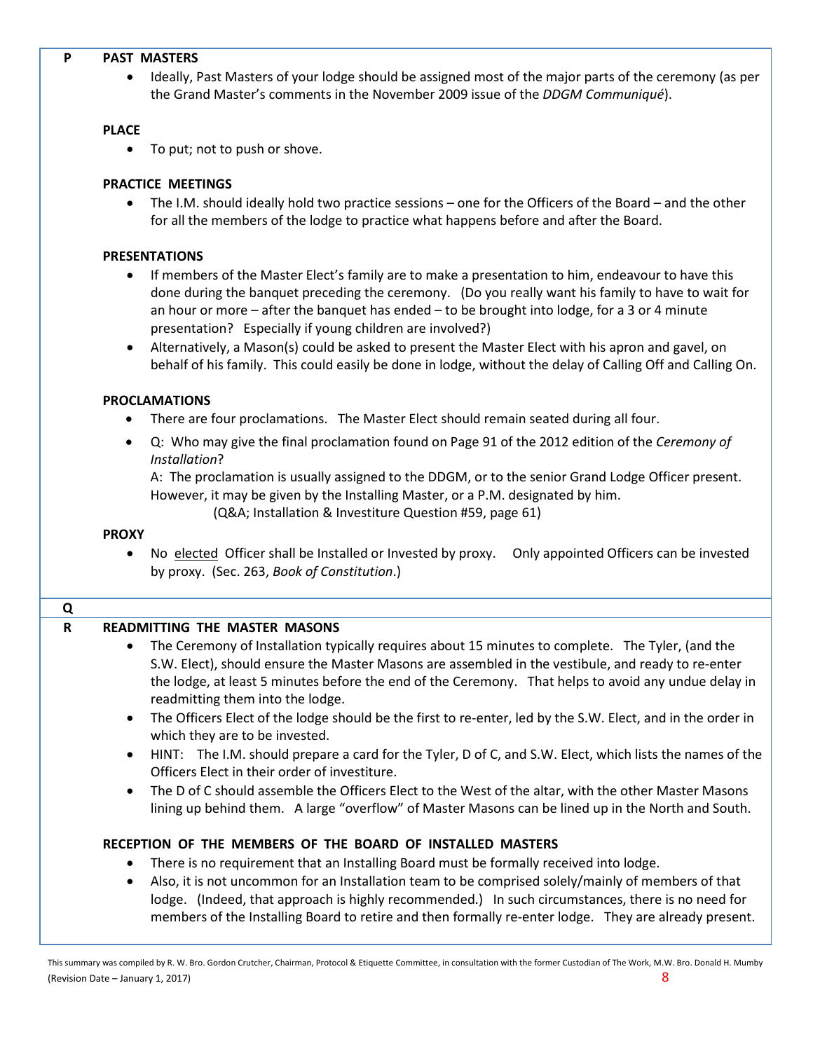## P

### PAST MASTERS

- Ideally, Past Masters of your lodge should be assigned most of the major parts of the ceremony (as per the Grand Master's comments in the November 2009 issue of the *DDGM Communiqué*).

### PLACE

- To put; not to push or shove.

### PRACTICE MEETINGS

- The I.M. should ideally hold two practice sessions – one for the Officers of the Board – and the other for all the members of the lodge to practice what happens before and after the Board.

### PRESENTATIONS

- If members of the Master Elect's family are to make a presentation to him, endeavour to have this done during the banquet preceding the ceremony. (Do you really want his family to have to wait for an hour or more – after the banquet has ended – to be brought into lodge, for a 3 or 4 minute presentation? Especially if young children are involved?)
- Alternatively, a Mason(s) could be asked to present the Master Elect with his apron and gavel, on behalf of his family. This could easily be done in lodge, without the delay of Calling Off and Calling On.

### PROCLAMATIONS

- There are four proclamations. The Master Elect should remain seated during all four.
- Q: Who may give the final proclamation found on Page 91 of the 2012 edition of the *Ceremony of Installation*?

  A: The proclamation is usually assigned to the DDGM, or to the senior Grand Lodge Officer present. However, it may be given by the Installing Master, or a P.M. designated by him.
  (Q&A; Installation & Investiture Question #59, page 61)

### PROXY

- No <u>elected</u> Officer shall be Installed or Invested by proxy. Only appointed Officers can be invested by proxy. (Sec. 263, *Book of Constitution*.)

## Q

## R

### READMITTING THE MASTER MASONS

- The Ceremony of Installation typically requires about 15 minutes to complete. The Tyler, (and the S.W. Elect), should ensure the Master Masons are assembled in the vestibule, and ready to re-enter the lodge, at least 5 minutes before the end of the Ceremony. That helps to avoid any undue delay in readmitting them into the lodge.
- The Officers Elect of the lodge should be the first to re-enter, led by the S.W. Elect, and in the order in which they are to be invested.
- HINT: The I.M. should prepare a card for the Tyler, D of C, and S.W. Elect, which lists the names of the Officers Elect in their order of investiture.
- The D of C should assemble the Officers Elect to the West of the altar, with the other Master Masons lining up behind them. A large "overflow" of Master Masons can be lined up in the North and South.

### RECEPTION OF THE MEMBERS OF THE BOARD OF INSTALLED MASTERS

- There is no requirement that an Installing Board must be formally received into lodge.
- Also, it is not uncommon for an Installation team to be comprised solely/mainly of members of that lodge. (Indeed, that approach is highly recommended.) In such circumstances, there is no need for members of the Installing Board to retire and then formally re-enter lodge. They are already present.

This summary was compiled by R. W. Bro. Gordon Crutcher, Chairman, Protocol & Etiquette Committee, in consultation with the former Custodian of The Work, M.W. Bro. Donald H. Mumby (Revision Date – January 1, 2017)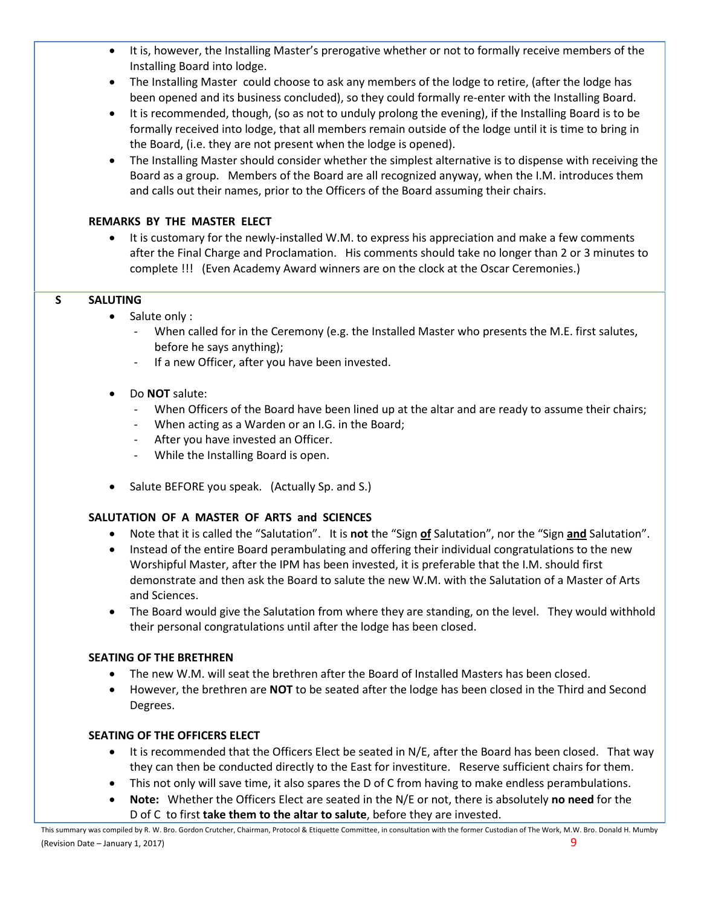- It is, however, the Installing Master's prerogative whether or not to formally receive members of the Installing Board into lodge.
- The Installing Master could choose to ask any members of the lodge to retire, (after the lodge has been opened and its business concluded), so they could formally re-enter with the Installing Board.
- It is recommended, though, (so as not to unduly prolong the evening), if the Installing Board is to be formally received into lodge, that all members remain outside of the lodge until it is time to bring in the Board, (i.e. they are not present when the lodge is opened).
- The Installing Master should consider whether the simplest alternative is to dispense with receiving the Board as a group. Members of the Board are all recognized anyway, when the I.M. introduces them and calls out their names, prior to the Officers of the Board assuming their chairs.

**REMARKS BY THE MASTER ELECT**

- It is customary for the newly-installed W.M. to express his appreciation and make a few comments after the Final Charge and Proclamation. His comments should take no longer than 2 or 3 minutes to complete !!! (Even Academy Award winners are on the clock at the Oscar Ceremonies.)

## S

**SALUTING**

- Salute only :
  - When called for in the Ceremony (e.g. the Installed Master who presents the M.E. first salutes, before he says anything);
  - If a new Officer, after you have been invested.
- Do **NOT** salute:
  - When Officers of the Board have been lined up at the altar and are ready to assume their chairs;
  - When acting as a Warden or an I.G. in the Board;
  - After you have invested an Officer.
  - While the Installing Board is open.
- Salute BEFORE you speak. (Actually Sp. and S.)

**SALUTATION OF A MASTER OF ARTS and SCIENCES**

- Note that it is called the "Salutation". It is **not** the "Sign **of** Salutation", nor the "Sign **and** Salutation".
- Instead of the entire Board perambulating and offering their individual congratulations to the new Worshipful Master, after the IPM has been invested, it is preferable that the I.M. should first demonstrate and then ask the Board to salute the new W.M. with the Salutation of a Master of Arts and Sciences.
- The Board would give the Salutation from where they are standing, on the level. They would withhold their personal congratulations until after the lodge has been closed.

**SEATING OF THE BRETHREN**

- The new W.M. will seat the brethren after the Board of Installed Masters has been closed.
- However, the brethren are **NOT** to be seated after the lodge has been closed in the Third and Second Degrees.

**SEATING OF THE OFFICERS ELECT**

- It is recommended that the Officers Elect be seated in N/E, after the Board has been closed. That way they can then be conducted directly to the East for investiture. Reserve sufficient chairs for them.
- This not only will save time, it also spares the D of C from having to make endless perambulations.
- **Note:** Whether the Officers Elect are seated in the N/E or not, there is absolutely **no need** for the D of C to first **take them to the altar to salute**, before they are invested.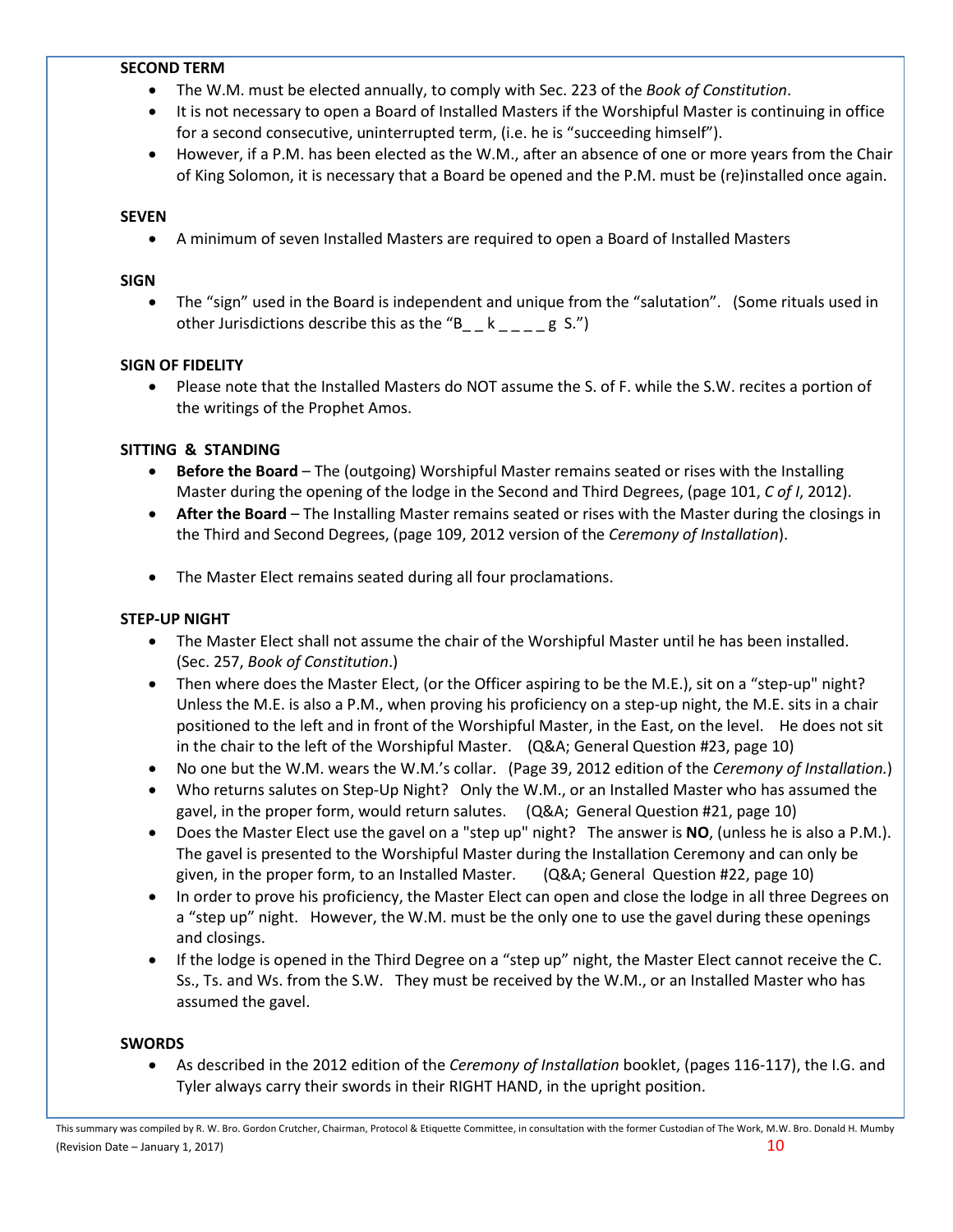**SECOND TERM**

- The W.M. must be elected annually, to comply with Sec. 223 of the *Book of Constitution*.
- It is not necessary to open a Board of Installed Masters if the Worshipful Master is continuing in office for a second consecutive, uninterrupted term, (i.e. he is "succeeding himself").
- However, if a P.M. has been elected as the W.M., after an absence of one or more years from the Chair of King Solomon, it is necessary that a Board be opened and the P.M. must be (re)installed once again.

**SEVEN**

- A minimum of seven Installed Masters are required to open a Board of Installed Masters

**SIGN**

- The "sign" used in the Board is independent and unique from the "salutation". (Some rituals used in other Jurisdictions describe this as the "B_ _ k _ _ _ _ g S.")

**SIGN OF FIDELITY**

- Please note that the Installed Masters do NOT assume the S. of F. while the S.W. recites a portion of the writings of the Prophet Amos.

**SITTING & STANDING**

- **Before the Board** – The (outgoing) Worshipful Master remains seated or rises with the Installing Master during the opening of the lodge in the Second and Third Degrees, (page 101, *C of I*, 2012).
- **After the Board** – The Installing Master remains seated or rises with the Master during the closings in the Third and Second Degrees, (page 109, 2012 version of the *Ceremony of Installation*).
- The Master Elect remains seated during all four proclamations.

**STEP-UP NIGHT**

- The Master Elect shall not assume the chair of the Worshipful Master until he has been installed. (Sec. 257, *Book of Constitution*.)
- Then where does the Master Elect, (or the Officer aspiring to be the M.E.), sit on a "step-up" night? Unless the M.E. is also a P.M., when proving his proficiency on a step-up night, the M.E. sits in a chair positioned to the left and in front of the Worshipful Master, in the East, on the level. He does not sit in the chair to the left of the Worshipful Master. (Q&A; General Question #23, page 10)
- No one but the W.M. wears the W.M.'s collar. (Page 39, 2012 edition of the *Ceremony of Installation.*)
- Who returns salutes on Step-Up Night? Only the W.M., or an Installed Master who has assumed the gavel, in the proper form, would return salutes. (Q&A; General Question #21, page 10)
- Does the Master Elect use the gavel on a "step up" night? The answer is **NO**, (unless he is also a P.M.). The gavel is presented to the Worshipful Master during the Installation Ceremony and can only be given, in the proper form, to an Installed Master. (Q&A; General Question #22, page 10)
- In order to prove his proficiency, the Master Elect can open and close the lodge in all three Degrees on a "step up" night. However, the W.M. must be the only one to use the gavel during these openings and closings.
- If the lodge is opened in the Third Degree on a "step up" night, the Master Elect cannot receive the C. Ss., Ts. and Ws. from the S.W. They must be received by the W.M., or an Installed Master who has assumed the gavel.

**SWORDS**

- As described in the 2012 edition of the *Ceremony of Installation* booklet, (pages 116-117), the I.G. and Tyler always carry their swords in their RIGHT HAND, in the upright position.

This summary was compiled by R. W. Bro. Gordon Crutcher, Chairman, Protocol & Etiquette Committee, in consultation with the former Custodian of The Work, M.W. Bro. Donald H. Mumby (Revision Date – January 1, 2017)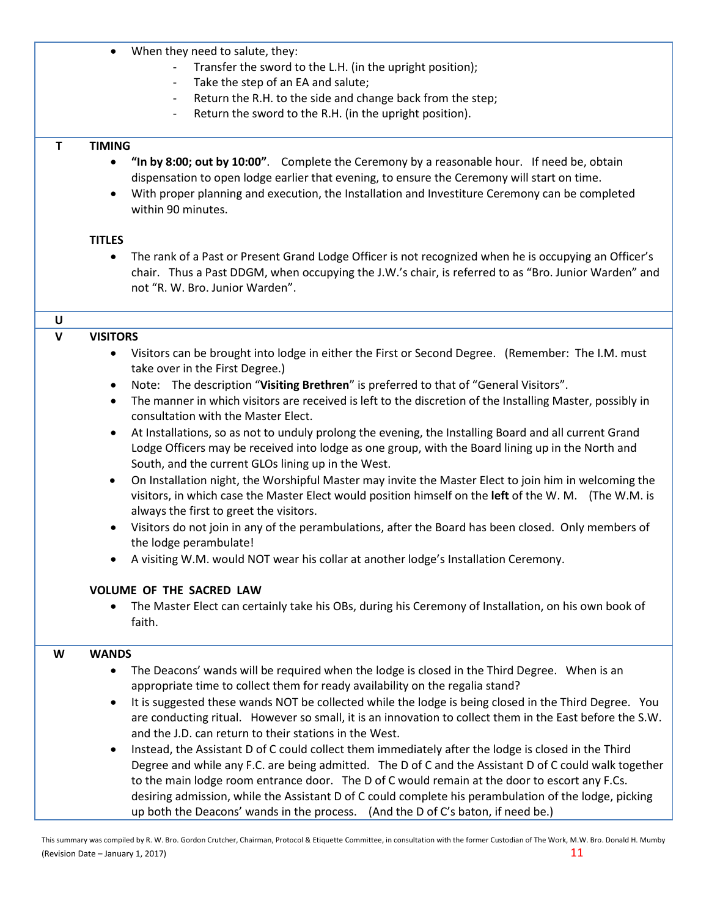- When they need to salute, they:
  - Transfer the sword to the L.H. (in the upright position);
  - Take the step of an EA and salute;
  - Return the R.H. to the side and change back from the step;
  - Return the sword to the R.H. (in the upright position).

## T

### TIMING

- **"In by 8:00; out by 10:00"**. Complete the Ceremony by a reasonable hour. If need be, obtain dispensation to open lodge earlier that evening, to ensure the Ceremony will start on time.
- With proper planning and execution, the Installation and Investiture Ceremony can be completed within 90 minutes.

### TITLES

- The rank of a Past or Present Grand Lodge Officer is not recognized when he is occupying an Officer's chair. Thus a Past DDGM, when occupying the J.W.'s chair, is referred to as "Bro. Junior Warden" and not "R. W. Bro. Junior Warden".

## U

## V

### VISITORS

- Visitors can be brought into lodge in either the First or Second Degree. (Remember: The I.M. must take over in the First Degree.)
- Note: The description "**Visiting Brethren**" is preferred to that of "General Visitors".
- The manner in which visitors are received is left to the discretion of the Installing Master, possibly in consultation with the Master Elect.
- At Installations, so as not to unduly prolong the evening, the Installing Board and all current Grand Lodge Officers may be received into lodge as one group, with the Board lining up in the North and South, and the current GLOs lining up in the West.
- On Installation night, the Worshipful Master may invite the Master Elect to join him in welcoming the visitors, in which case the Master Elect would position himself on the **left** of the W. M. (The W.M. is always the first to greet the visitors.
- Visitors do not join in any of the perambulations, after the Board has been closed. Only members of the lodge perambulate!
- A visiting W.M. would NOT wear his collar at another lodge's Installation Ceremony.

### VOLUME OF THE SACRED LAW

- The Master Elect can certainly take his OBs, during his Ceremony of Installation, on his own book of faith.

## W

### WANDS

- The Deacons' wands will be required when the lodge is closed in the Third Degree. When is an appropriate time to collect them for ready availability on the regalia stand?
- It is suggested these wands NOT be collected while the lodge is being closed in the Third Degree. You are conducting ritual. However so small, it is an innovation to collect them in the East before the S.W. and the J.D. can return to their stations in the West.
- Instead, the Assistant D of C could collect them immediately after the lodge is closed in the Third Degree and while any F.C. are being admitted. The D of C and the Assistant D of C could walk together to the main lodge room entrance door. The D of C would remain at the door to escort any F.Cs. desiring admission, while the Assistant D of C could complete his perambulation of the lodge, picking up both the Deacons' wands in the process. (And the D of C's baton, if need be.)

This summary was compiled by R. W. Bro. Gordon Crutcher, Chairman, Protocol & Etiquette Committee, in consultation with the former Custodian of The Work, M.W. Bro. Donald H. Mumby (Revision Date – January 1, 2017)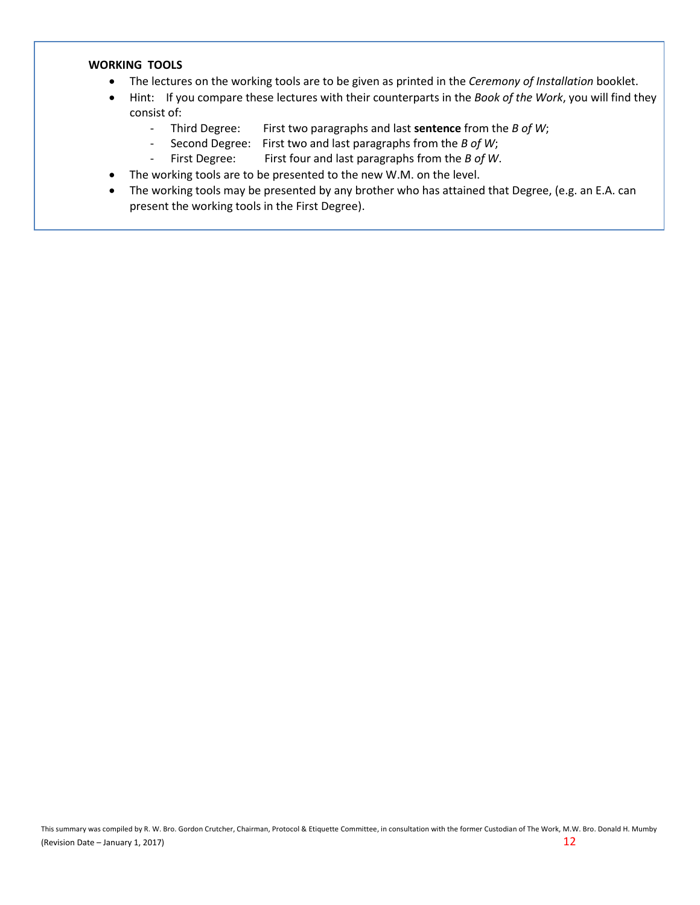**WORKING TOOLS**

- The lectures on the working tools are to be given as printed in the *Ceremony of Installation* booklet.
- Hint: If you compare these lectures with their counterparts in the *Book of the Work*, you will find they consist of:
  - Third Degree: First two paragraphs and last **sentence** from the *B of W*;
  - Second Degree: First two and last paragraphs from the *B of W*;
  - First Degree: First four and last paragraphs from the *B of W*.
- The working tools are to be presented to the new W.M. on the level.
- The working tools may be presented by any brother who has attained that Degree, (e.g. an E.A. can present the working tools in the First Degree).

This summary was compiled by R. W. Bro. Gordon Crutcher, Chairman, Protocol & Etiquette Committee, in consultation with the former Custodian of The Work, M.W. Bro. Donald H. Mumby (Revision Date – January 1, 2017)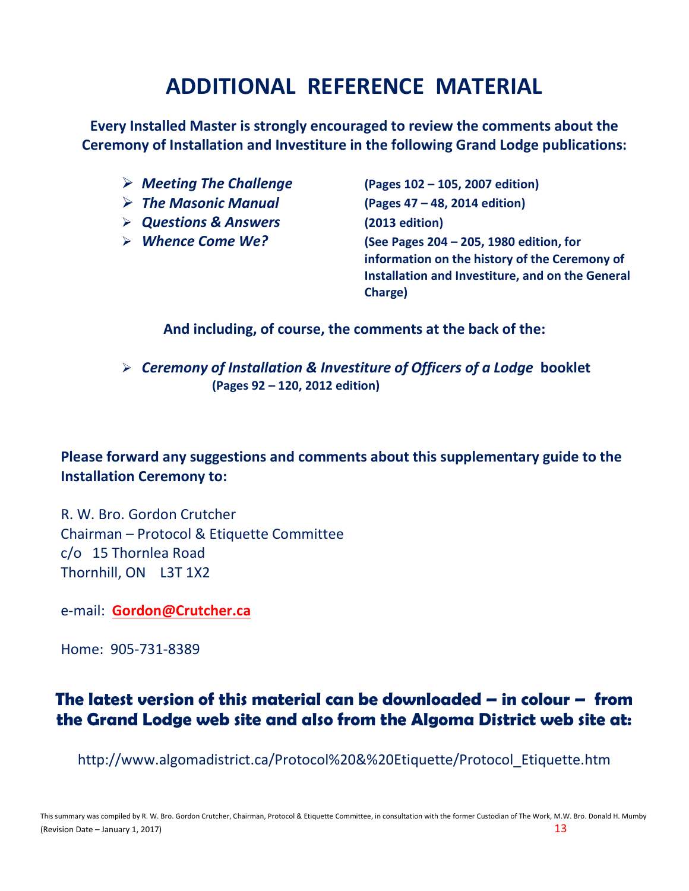# ADDITIONAL REFERENCE MATERIAL

**Every Installed Master is strongly encouraged to review the comments about the Ceremony of Installation and Investiture in the following Grand Lodge publications:**

- ***Meeting The Challenge*** **(Pages 102 – 105, 2007 edition)**
- ***The Masonic Manual*** **(Pages 47 – 48, 2014 edition)**
- ***Questions & Answers*** **(2013 edition)**
- ***Whence Come We?*** **(See Pages 204 – 205, 1980 edition, for information on the history of the Ceremony of Installation and Investiture, and on the General Charge)**

**And including, of course, the comments at the back of the:**

- ***Ceremony of Installation & Investiture of Officers of a Lodge*** **booklet (Pages 92 – 120, 2012 edition)**

**Please forward any suggestions and comments about this supplementary guide to the Installation Ceremony to:**

R. W. Bro. Gordon Crutcher
Chairman – Protocol & Etiquette Committee
c/o 15 Thornlea Road
Thornhill, ON L3T 1X2

e-mail: **Gordon@Crutcher.ca**

Home: 905-731-8389

**The latest version of this material can be downloaded – in colour – from the Grand Lodge web site and also from the Algoma District web site at:**

http://www.algomadistrict.ca/Protocol%20&%20Etiquette/Protocol_Etiquette.htm

This summary was compiled by R. W. Bro. Gordon Crutcher, Chairman, Protocol & Etiquette Committee, in consultation with the former Custodian of The Work, M.W. Bro. Donald H. Mumby (Revision Date – January 1, 2017)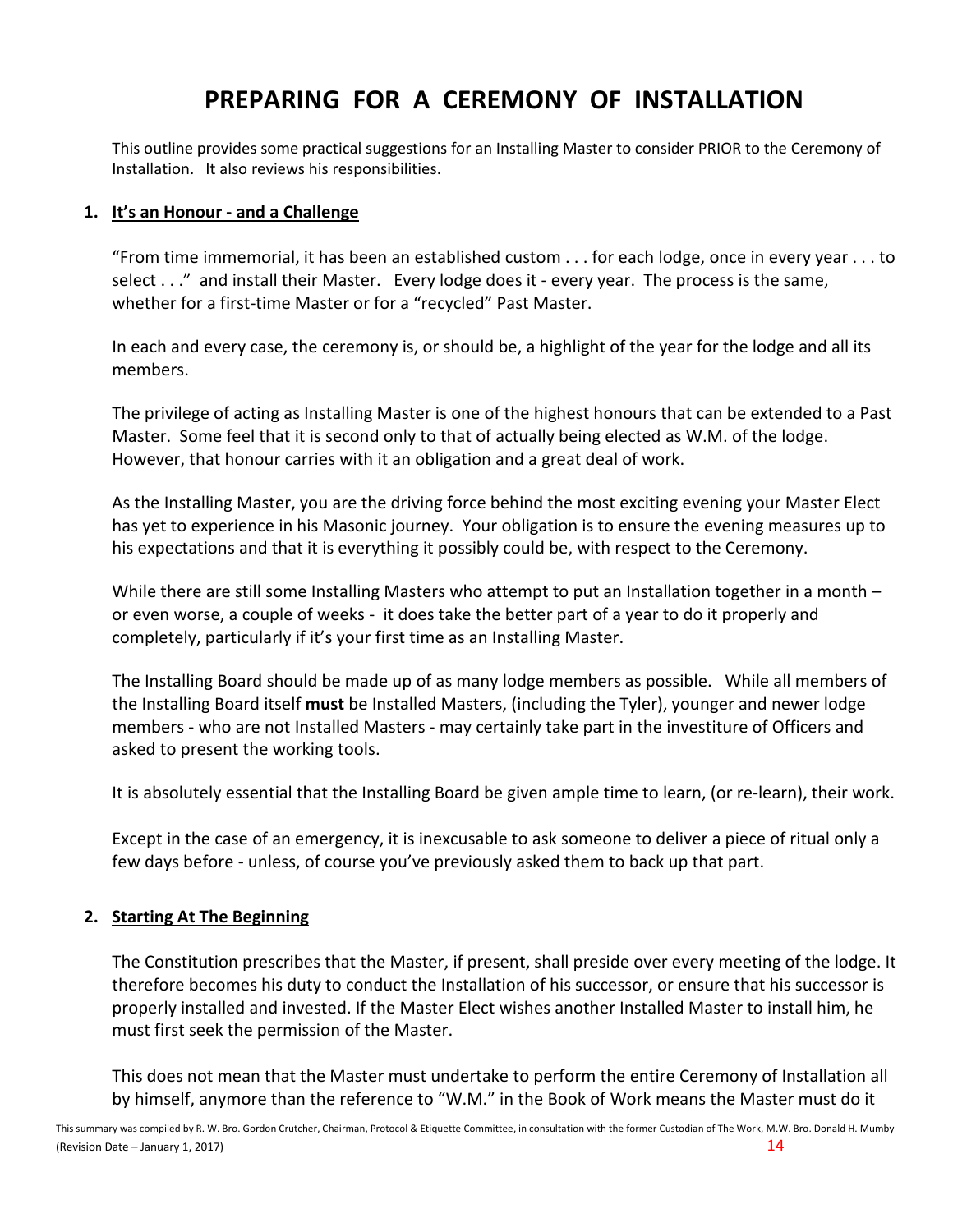# PREPARING FOR A CEREMONY OF INSTALLATION

This outline provides some practical suggestions for an Installing Master to consider PRIOR to the Ceremony of Installation. It also reviews his responsibilities.

1. **It's an Honour - and a Challenge**

   "From time immemorial, it has been an established custom . . . for each lodge, once in every year . . . to select . . ." and install their Master. Every lodge does it - every year. The process is the same, whether for a first-time Master or for a "recycled" Past Master.

   In each and every case, the ceremony is, or should be, a highlight of the year for the lodge and all its members.

   The privilege of acting as Installing Master is one of the highest honours that can be extended to a Past Master. Some feel that it is second only to that of actually being elected as W.M. of the lodge. However, that honour carries with it an obligation and a great deal of work.

   As the Installing Master, you are the driving force behind the most exciting evening your Master Elect has yet to experience in his Masonic journey. Your obligation is to ensure the evening measures up to his expectations and that it is everything it possibly could be, with respect to the Ceremony.

   While there are still some Installing Masters who attempt to put an Installation together in a month – or even worse, a couple of weeks - it does take the better part of a year to do it properly and completely, particularly if it's your first time as an Installing Master.

   The Installing Board should be made up of as many lodge members as possible. While all members of the Installing Board itself **must** be Installed Masters, (including the Tyler), younger and newer lodge members - who are not Installed Masters - may certainly take part in the investiture of Officers and asked to present the working tools.

   It is absolutely essential that the Installing Board be given ample time to learn, (or re-learn), their work.

   Except in the case of an emergency, it is inexcusable to ask someone to deliver a piece of ritual only a few days before - unless, of course you've previously asked them to back up that part.

2. **Starting At The Beginning**

   The Constitution prescribes that the Master, if present, shall preside over every meeting of the lodge. It therefore becomes his duty to conduct the Installation of his successor, or ensure that his successor is properly installed and invested. If the Master Elect wishes another Installed Master to install him, he must first seek the permission of the Master.

   This does not mean that the Master must undertake to perform the entire Ceremony of Installation all by himself, anymore than the reference to "W.M." in the Book of Work means the Master must do it

This summary was compiled by R. W. Bro. Gordon Crutcher, Chairman, Protocol & Etiquette Committee, in consultation with the former Custodian of The Work, M.W. Bro. Donald H. Mumby (Revision Date – January 1, 2017)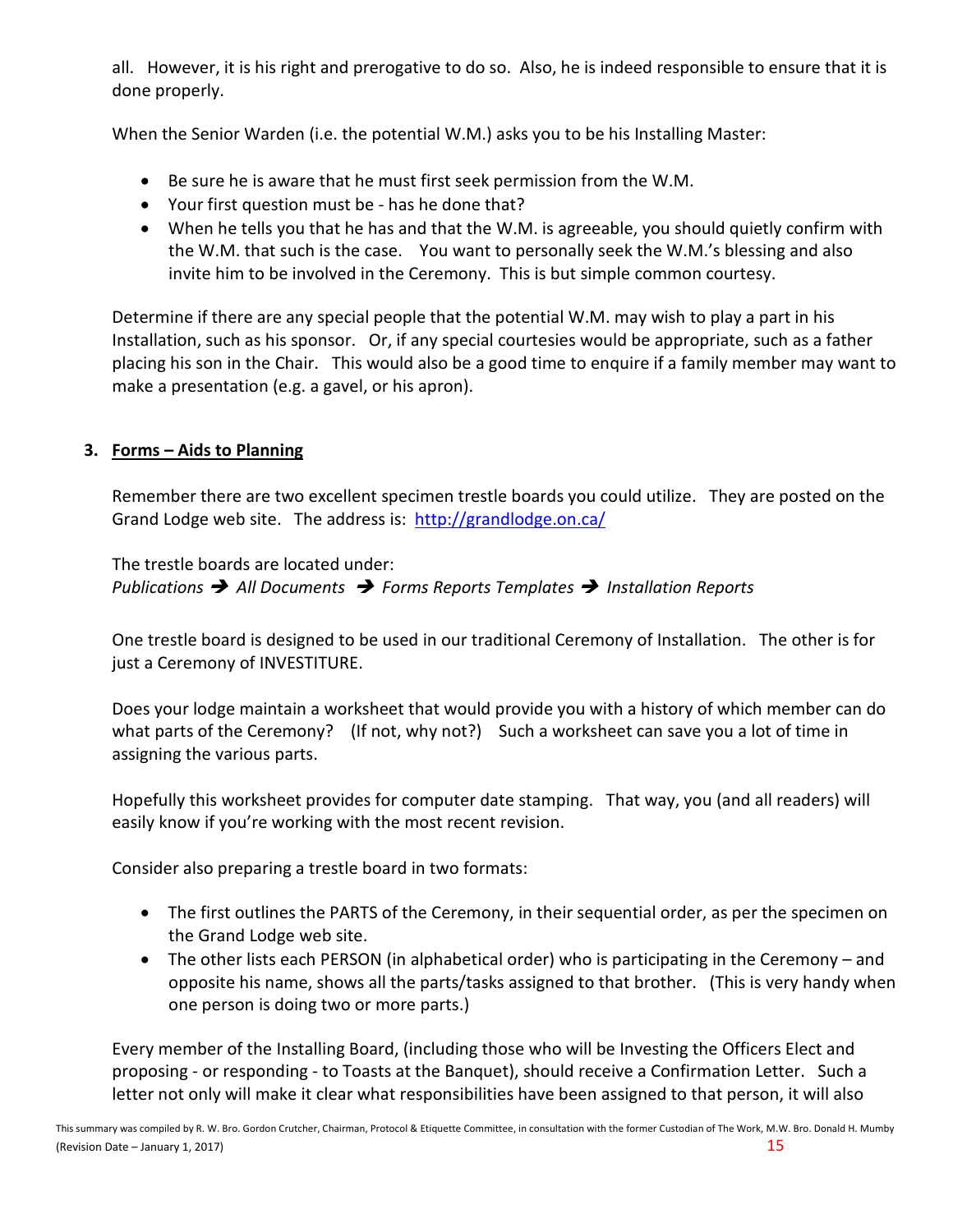all. However, it is his right and prerogative to do so. Also, he is indeed responsible to ensure that it is done properly.

When the Senior Warden (i.e. the potential W.M.) asks you to be his Installing Master:

- Be sure he is aware that he must first seek permission from the W.M.
- Your first question must be - has he done that?
- When he tells you that he has and that the W.M. is agreeable, you should quietly confirm with the W.M. that such is the case. You want to personally seek the W.M.'s blessing and also invite him to be involved in the Ceremony. This is but simple common courtesy.

Determine if there are any special people that the potential W.M. may wish to play a part in his Installation, such as his sponsor. Or, if any special courtesies would be appropriate, such as a father placing his son in the Chair. This would also be a good time to enquire if a family member may want to make a presentation (e.g. a gavel, or his apron).

**3. <u>Forms – Aids to Planning</u>**

Remember there are two excellent specimen trestle boards you could utilize. They are posted on the Grand Lodge web site. The address is: [http://grandlodge.on.ca/](http://grandlodge.on.ca/)

The trestle boards are located under:
*Publications ➔ All Documents ➔ Forms Reports Templates ➔ Installation Reports*

One trestle board is designed to be used in our traditional Ceremony of Installation. The other is for just a Ceremony of INVESTITURE.

Does your lodge maintain a worksheet that would provide you with a history of which member can do what parts of the Ceremony? (If not, why not?) Such a worksheet can save you a lot of time in assigning the various parts.

Hopefully this worksheet provides for computer date stamping. That way, you (and all readers) will easily know if you're working with the most recent revision.

Consider also preparing a trestle board in two formats:

- The first outlines the PARTS of the Ceremony, in their sequential order, as per the specimen on the Grand Lodge web site.
- The other lists each PERSON (in alphabetical order) who is participating in the Ceremony – and opposite his name, shows all the parts/tasks assigned to that brother. (This is very handy when one person is doing two or more parts.)

Every member of the Installing Board, (including those who will be Investing the Officers Elect and proposing - or responding - to Toasts at the Banquet), should receive a Confirmation Letter. Such a letter not only will make it clear what responsibilities have been assigned to that person, it will also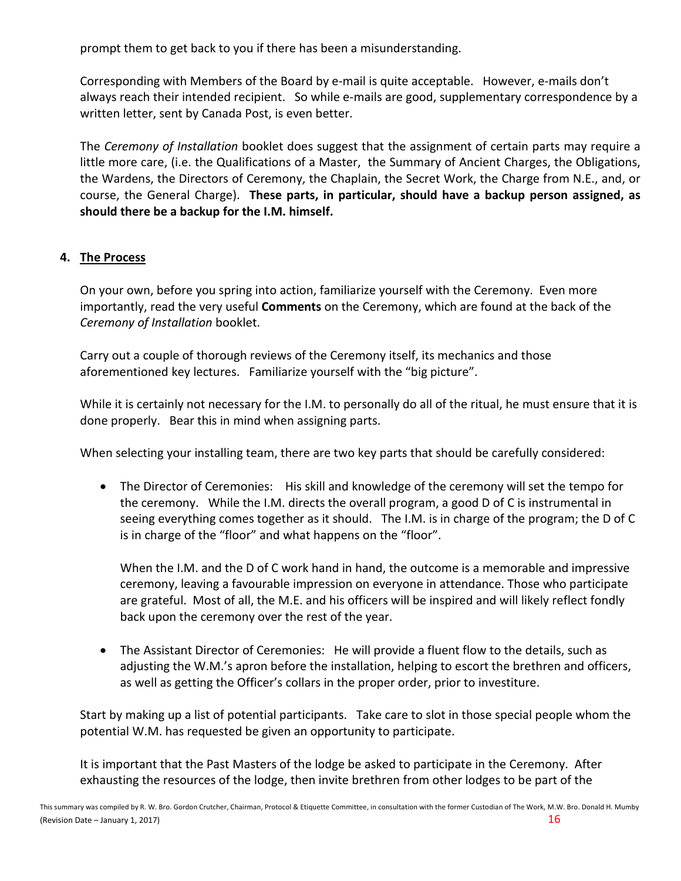prompt them to get back to you if there has been a misunderstanding.

Corresponding with Members of the Board by e-mail is quite acceptable. However, e-mails don't always reach their intended recipient. So while e-mails are good, supplementary correspondence by a written letter, sent by Canada Post, is even better.

The *Ceremony of Installation* booklet does suggest that the assignment of certain parts may require a little more care, (i.e. the Qualifications of a Master, the Summary of Ancient Charges, the Obligations, the Wardens, the Directors of Ceremony, the Chaplain, the Secret Work, the Charge from N.E., and, or course, the General Charge). **These parts, in particular, should have a backup person assigned, as should there be a backup for the I.M. himself.**

## 4. The Process

On your own, before you spring into action, familiarize yourself with the Ceremony. Even more importantly, read the very useful **Comments** on the Ceremony, which are found at the back of the *Ceremony of Installation* booklet.

Carry out a couple of thorough reviews of the Ceremony itself, its mechanics and those aforementioned key lectures. Familiarize yourself with the "big picture".

While it is certainly not necessary for the I.M. to personally do all of the ritual, he must ensure that it is done properly. Bear this in mind when assigning parts.

When selecting your installing team, there are two key parts that should be carefully considered:

- The Director of Ceremonies: His skill and knowledge of the ceremony will set the tempo for the ceremony. While the I.M. directs the overall program, a good D of C is instrumental in seeing everything comes together as it should. The I.M. is in charge of the program; the D of C is in charge of the "floor" and what happens on the "floor".

  When the I.M. and the D of C work hand in hand, the outcome is a memorable and impressive ceremony, leaving a favourable impression on everyone in attendance. Those who participate are grateful. Most of all, the M.E. and his officers will be inspired and will likely reflect fondly back upon the ceremony over the rest of the year.

- The Assistant Director of Ceremonies: He will provide a fluent flow to the details, such as adjusting the W.M.'s apron before the installation, helping to escort the brethren and officers, as well as getting the Officer's collars in the proper order, prior to investiture.

Start by making up a list of potential participants. Take care to slot in those special people whom the potential W.M. has requested be given an opportunity to participate.

It is important that the Past Masters of the lodge be asked to participate in the Ceremony. After exhausting the resources of the lodge, then invite brethren from other lodges to be part of the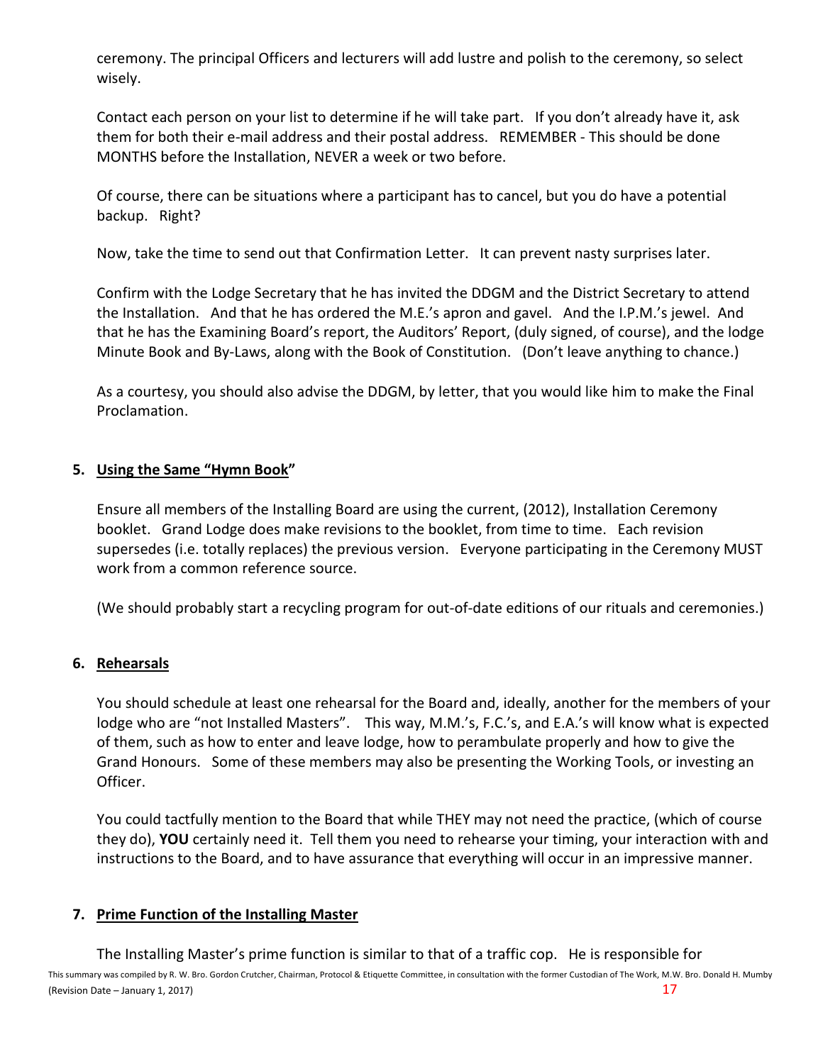ceremony. The principal Officers and lecturers will add lustre and polish to the ceremony, so select wisely.

Contact each person on your list to determine if he will take part. If you don't already have it, ask them for both their e-mail address and their postal address. REMEMBER - This should be done MONTHS before the Installation, NEVER a week or two before.

Of course, there can be situations where a participant has to cancel, but you do have a potential backup. Right?

Now, take the time to send out that Confirmation Letter. It can prevent nasty surprises later.

Confirm with the Lodge Secretary that he has invited the DDGM and the District Secretary to attend the Installation. And that he has ordered the M.E.'s apron and gavel. And the I.P.M.'s jewel. And that he has the Examining Board's report, the Auditors' Report, (duly signed, of course), and the lodge Minute Book and By-Laws, along with the Book of Constitution. (Don't leave anything to chance.)

As a courtesy, you should also advise the DDGM, by letter, that you would like him to make the Final Proclamation.

### 5. Using the Same "Hymn Book"

Ensure all members of the Installing Board are using the current, (2012), Installation Ceremony booklet. Grand Lodge does make revisions to the booklet, from time to time. Each revision supersedes (i.e. totally replaces) the previous version. Everyone participating in the Ceremony MUST work from a common reference source.

(We should probably start a recycling program for out-of-date editions of our rituals and ceremonies.)

### 6. Rehearsals

You should schedule at least one rehearsal for the Board and, ideally, another for the members of your lodge who are "not Installed Masters". This way, M.M.'s, F.C.'s, and E.A.'s will know what is expected of them, such as how to enter and leave lodge, how to perambulate properly and how to give the Grand Honours. Some of these members may also be presenting the Working Tools, or investing an Officer.

You could tactfully mention to the Board that while THEY may not need the practice, (which of course they do), **YOU** certainly need it. Tell them you need to rehearse your timing, your interaction with and instructions to the Board, and to have assurance that everything will occur in an impressive manner.

### 7. Prime Function of the Installing Master

The Installing Master's prime function is similar to that of a traffic cop. He is responsible for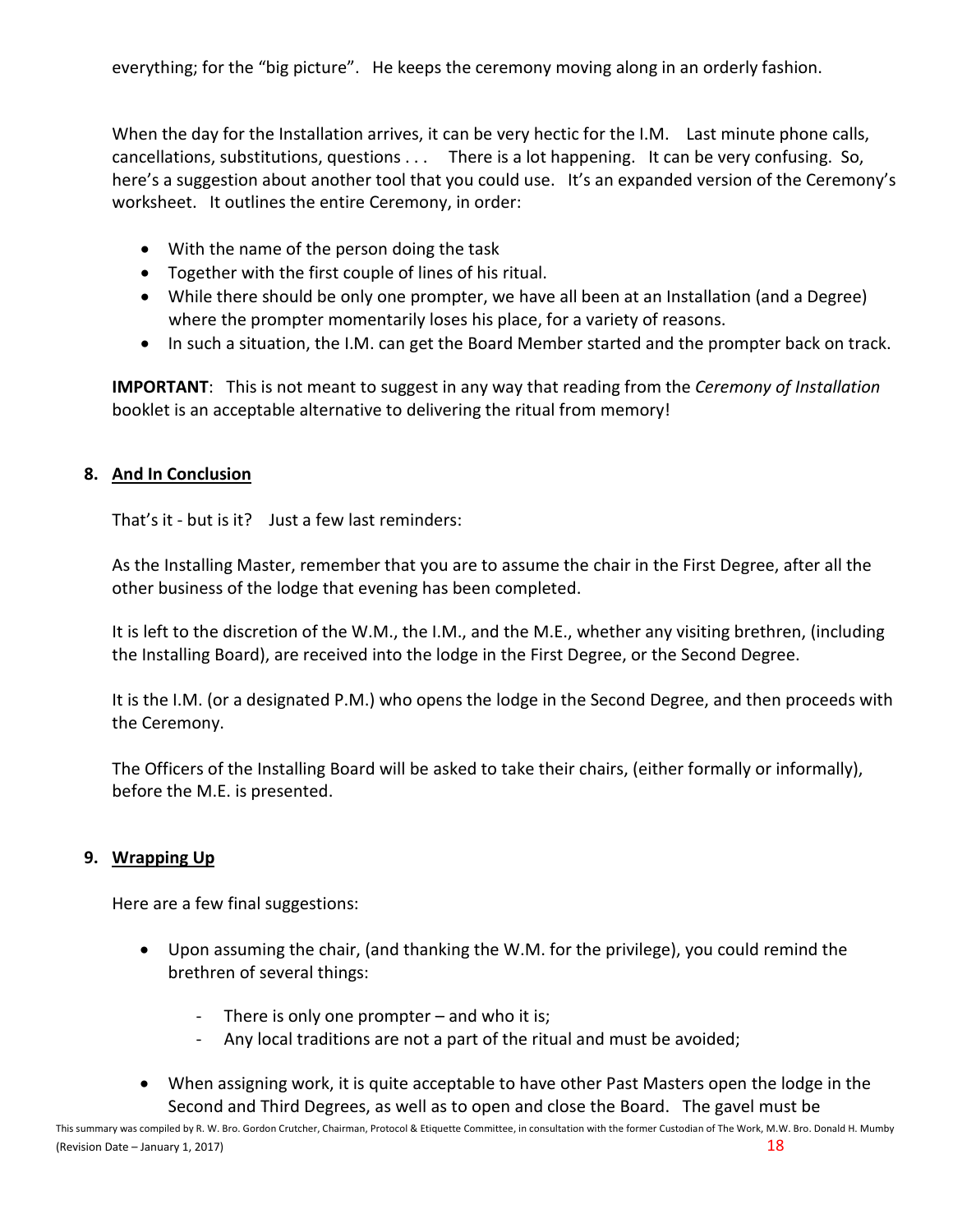everything; for the "big picture". He keeps the ceremony moving along in an orderly fashion.

When the day for the Installation arrives, it can be very hectic for the I.M. Last minute phone calls, cancellations, substitutions, questions . . . There is a lot happening. It can be very confusing. So, here's a suggestion about another tool that you could use. It's an expanded version of the Ceremony's worksheet. It outlines the entire Ceremony, in order:

- With the name of the person doing the task
- Together with the first couple of lines of his ritual.
- While there should be only one prompter, we have all been at an Installation (and a Degree) where the prompter momentarily loses his place, for a variety of reasons.
- In such a situation, the I.M. can get the Board Member started and the prompter back on track.

**IMPORTANT**: This is not meant to suggest in any way that reading from the *Ceremony of Installation* booklet is an acceptable alternative to delivering the ritual from memory!

## 8. And In Conclusion

That's it - but is it? Just a few last reminders:

As the Installing Master, remember that you are to assume the chair in the First Degree, after all the other business of the lodge that evening has been completed.

It is left to the discretion of the W.M., the I.M., and the M.E., whether any visiting brethren, (including the Installing Board), are received into the lodge in the First Degree, or the Second Degree.

It is the I.M. (or a designated P.M.) who opens the lodge in the Second Degree, and then proceeds with the Ceremony.

The Officers of the Installing Board will be asked to take their chairs, (either formally or informally), before the M.E. is presented.

## 9. Wrapping Up

Here are a few final suggestions:

- Upon assuming the chair, (and thanking the W.M. for the privilege), you could remind the brethren of several things:
    - There is only one prompter – and who it is;
    - Any local traditions are not a part of the ritual and must be avoided;
- When assigning work, it is quite acceptable to have other Past Masters open the lodge in the Second and Third Degrees, as well as to open and close the Board. The gavel must be

This summary was compiled by R. W. Bro. Gordon Crutcher, Chairman, Protocol & Etiquette Committee, in consultation with the former Custodian of The Work, M.W. Bro. Donald H. Mumby (Revision Date – January 1, 2017)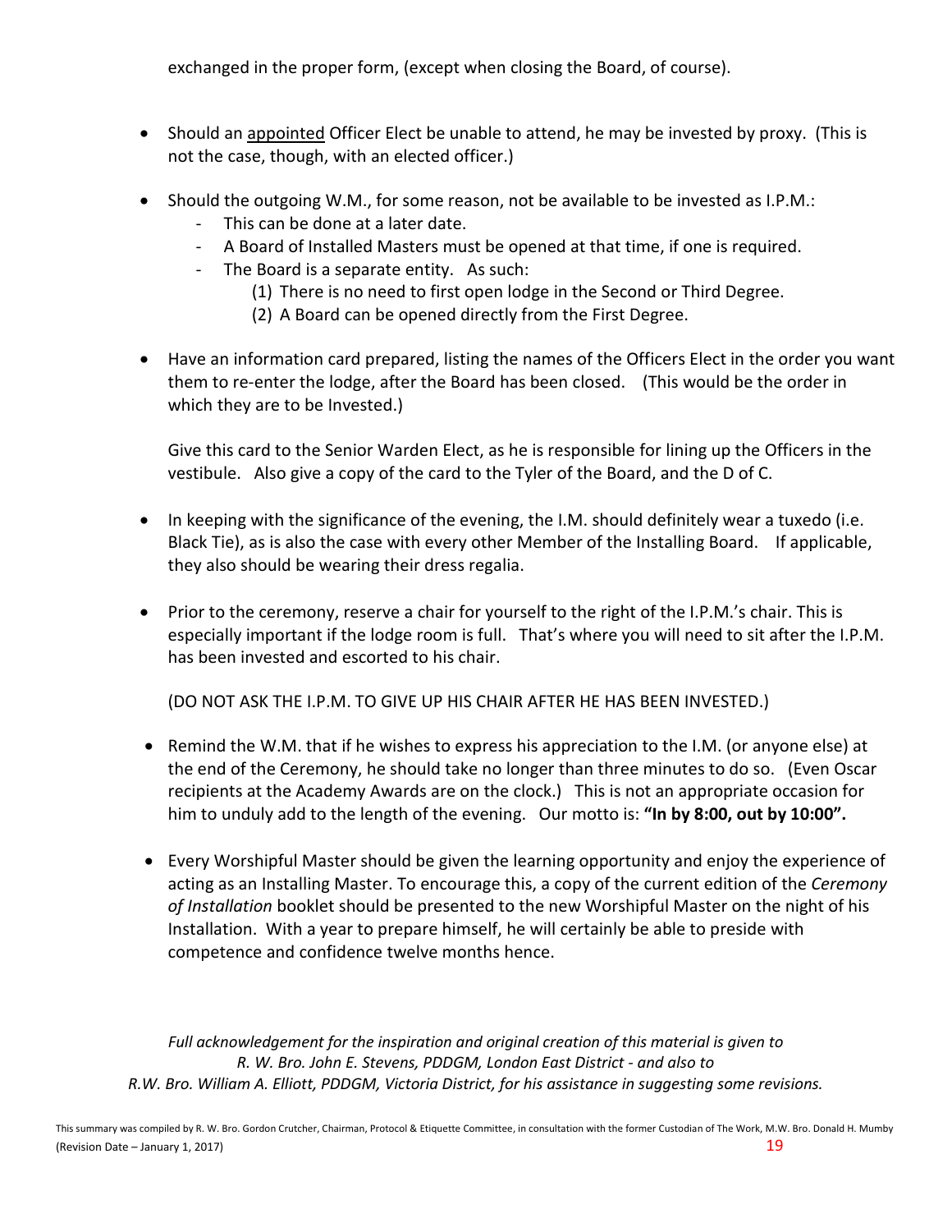exchanged in the proper form, (except when closing the Board, of course).

- Should an <u>appointed</u> Officer Elect be unable to attend, he may be invested by proxy. (This is not the case, though, with an elected officer.)

- Should the outgoing W.M., for some reason, not be available to be invested as I.P.M.:
  - This can be done at a later date.
  - A Board of Installed Masters must be opened at that time, if one is required.
  - The Board is a separate entity. As such:
    1. There is no need to first open lodge in the Second or Third Degree.
    2. A Board can be opened directly from the First Degree.

- Have an information card prepared, listing the names of the Officers Elect in the order you want them to re-enter the lodge, after the Board has been closed. (This would be the order in which they are to be Invested.)

  Give this card to the Senior Warden Elect, as he is responsible for lining up the Officers in the vestibule. Also give a copy of the card to the Tyler of the Board, and the D of C.

- In keeping with the significance of the evening, the I.M. should definitely wear a tuxedo (i.e. Black Tie), as is also the case with every other Member of the Installing Board. If applicable, they also should be wearing their dress regalia.

- Prior to the ceremony, reserve a chair for yourself to the right of the I.P.M.'s chair. This is especially important if the lodge room is full. That's where you will need to sit after the I.P.M. has been invested and escorted to his chair.

  (DO NOT ASK THE I.P.M. TO GIVE UP HIS CHAIR AFTER HE HAS BEEN INVESTED.)

- Remind the W.M. that if he wishes to express his appreciation to the I.M. (or anyone else) at the end of the Ceremony, he should take no longer than three minutes to do so. (Even Oscar recipients at the Academy Awards are on the clock.) This is not an appropriate occasion for him to unduly add to the length of the evening. Our motto is: **"In by 8:00, out by 10:00".**

- Every Worshipful Master should be given the learning opportunity and enjoy the experience of acting as an Installing Master. To encourage this, a copy of the current edition of the *Ceremony of Installation* booklet should be presented to the new Worshipful Master on the night of his Installation. With a year to prepare himself, he will certainly be able to preside with competence and confidence twelve months hence.

*Full acknowledgement for the inspiration and original creation of this material is given to R. W. Bro. John E. Stevens, PDDGM, London East District - and also to R.W. Bro. William A. Elliott, PDDGM, Victoria District, for his assistance in suggesting some revisions.*

This summary was compiled by R. W. Bro. Gordon Crutcher, Chairman, Protocol & Etiquette Committee, in consultation with the former Custodian of The Work, M.W. Bro. Donald H. Mumby (Revision Date – January 1, 2017)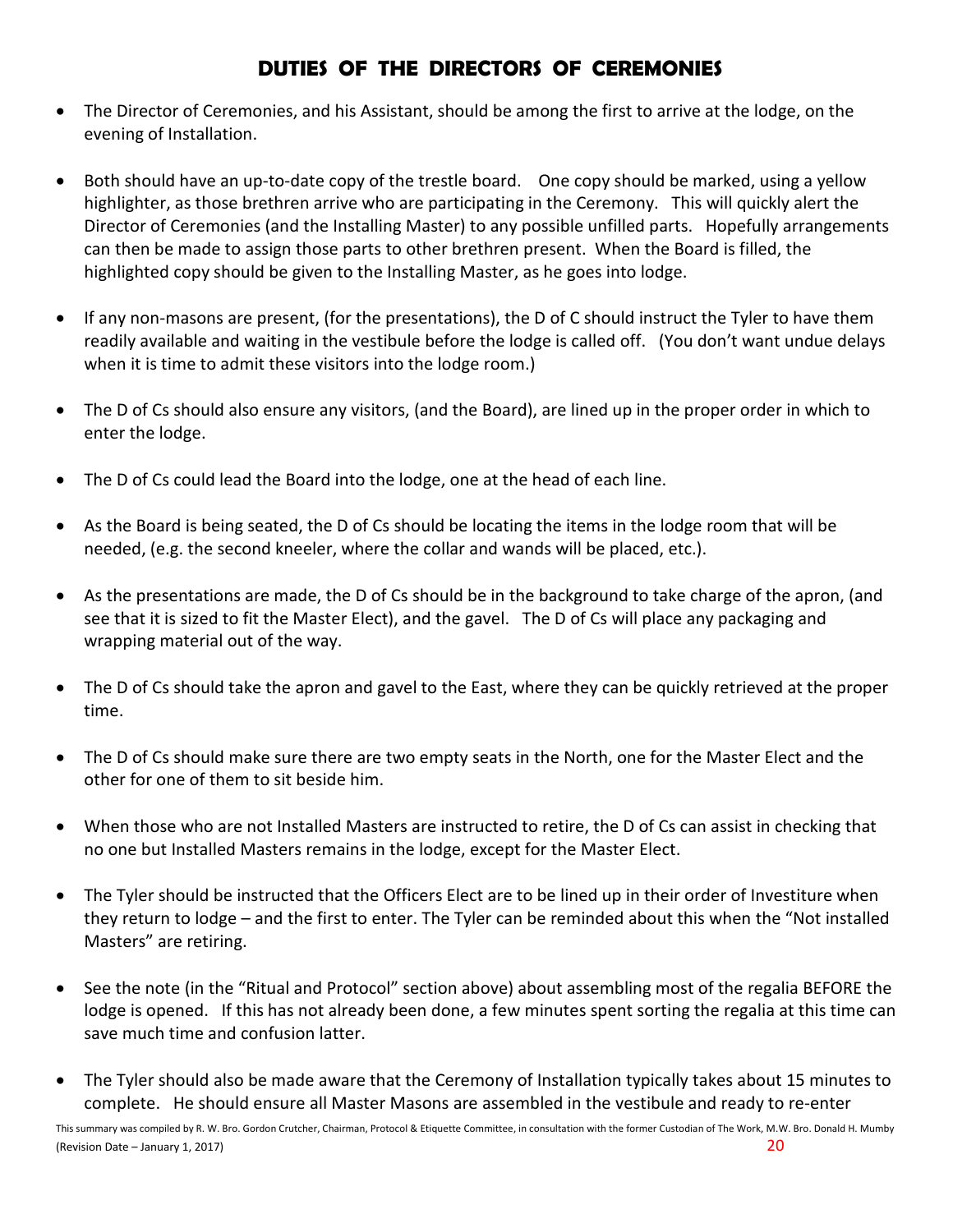# DUTIES OF THE DIRECTORS OF CEREMONIES

- The Director of Ceremonies, and his Assistant, should be among the first to arrive at the lodge, on the evening of Installation.
- Both should have an up-to-date copy of the trestle board. One copy should be marked, using a yellow highlighter, as those brethren arrive who are participating in the Ceremony. This will quickly alert the Director of Ceremonies (and the Installing Master) to any possible unfilled parts. Hopefully arrangements can then be made to assign those parts to other brethren present. When the Board is filled, the highlighted copy should be given to the Installing Master, as he goes into lodge.
- If any non-masons are present, (for the presentations), the D of C should instruct the Tyler to have them readily available and waiting in the vestibule before the lodge is called off. (You don't want undue delays when it is time to admit these visitors into the lodge room.)
- The D of Cs should also ensure any visitors, (and the Board), are lined up in the proper order in which to enter the lodge.
- The D of Cs could lead the Board into the lodge, one at the head of each line.
- As the Board is being seated, the D of Cs should be locating the items in the lodge room that will be needed, (e.g. the second kneeler, where the collar and wands will be placed, etc.).
- As the presentations are made, the D of Cs should be in the background to take charge of the apron, (and see that it is sized to fit the Master Elect), and the gavel. The D of Cs will place any packaging and wrapping material out of the way.
- The D of Cs should take the apron and gavel to the East, where they can be quickly retrieved at the proper time.
- The D of Cs should make sure there are two empty seats in the North, one for the Master Elect and the other for one of them to sit beside him.
- When those who are not Installed Masters are instructed to retire, the D of Cs can assist in checking that no one but Installed Masters remains in the lodge, except for the Master Elect.
- The Tyler should be instructed that the Officers Elect are to be lined up in their order of Investiture when they return to lodge – and the first to enter. The Tyler can be reminded about this when the "Not installed Masters" are retiring.
- See the note (in the "Ritual and Protocol" section above) about assembling most of the regalia BEFORE the lodge is opened. If this has not already been done, a few minutes spent sorting the regalia at this time can save much time and confusion latter.
- The Tyler should also be made aware that the Ceremony of Installation typically takes about 15 minutes to complete. He should ensure all Master Masons are assembled in the vestibule and ready to re-enter

This summary was compiled by R. W. Bro. Gordon Crutcher, Chairman, Protocol & Etiquette Committee, in consultation with the former Custodian of The Work, M.W. Bro. Donald H. Mumby (Revision Date – January 1, 2017)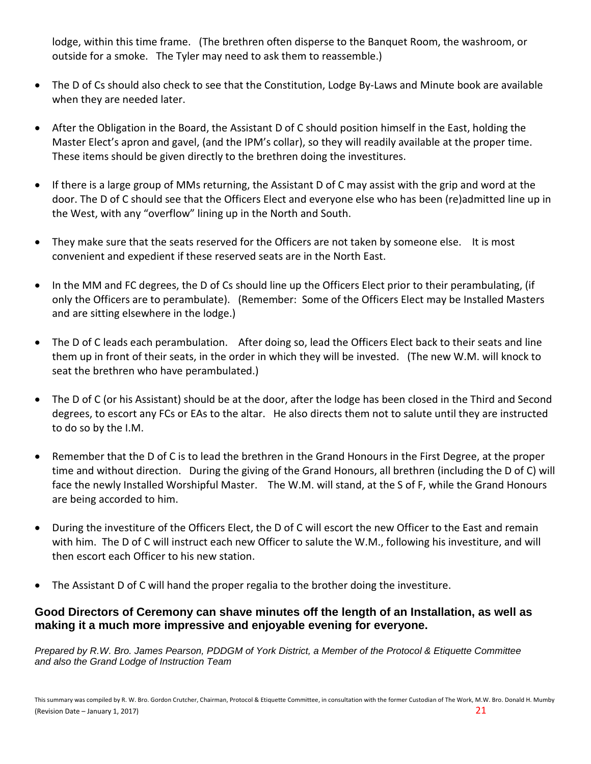lodge, within this time frame. (The brethren often disperse to the Banquet Room, the washroom, or outside for a smoke. The Tyler may need to ask them to reassemble.)

- The D of Cs should also check to see that the Constitution, Lodge By-Laws and Minute book are available when they are needed later.
- After the Obligation in the Board, the Assistant D of C should position himself in the East, holding the Master Elect's apron and gavel, (and the IPM's collar), so they will readily available at the proper time. These items should be given directly to the brethren doing the investitures.
- If there is a large group of MMs returning, the Assistant D of C may assist with the grip and word at the door. The D of C should see that the Officers Elect and everyone else who has been (re)admitted line up in the West, with any "overflow" lining up in the North and South.
- They make sure that the seats reserved for the Officers are not taken by someone else. It is most convenient and expedient if these reserved seats are in the North East.
- In the MM and FC degrees, the D of Cs should line up the Officers Elect prior to their perambulating, (if only the Officers are to perambulate). (Remember: Some of the Officers Elect may be Installed Masters and are sitting elsewhere in the lodge.)
- The D of C leads each perambulation. After doing so, lead the Officers Elect back to their seats and line them up in front of their seats, in the order in which they will be invested. (The new W.M. will knock to seat the brethren who have perambulated.)
- The D of C (or his Assistant) should be at the door, after the lodge has been closed in the Third and Second degrees, to escort any FCs or EAs to the altar. He also directs them not to salute until they are instructed to do so by the I.M.
- Remember that the D of C is to lead the brethren in the Grand Honours in the First Degree, at the proper time and without direction. During the giving of the Grand Honours, all brethren (including the D of C) will face the newly Installed Worshipful Master. The W.M. will stand, at the S of F, while the Grand Honours are being accorded to him.
- During the investiture of the Officers Elect, the D of C will escort the new Officer to the East and remain with him. The D of C will instruct each new Officer to salute the W.M., following his investiture, and will then escort each Officer to his new station.
- The Assistant D of C will hand the proper regalia to the brother doing the investiture.

**Good Directors of Ceremony can shave minutes off the length of an Installation, as well as making it a much more impressive and enjoyable evening for everyone.**

*Prepared by R.W. Bro. James Pearson, PDDGM of York District, a Member of the Protocol & Etiquette Committee and also the Grand Lodge of Instruction Team*

This summary was compiled by R. W. Bro. Gordon Crutcher, Chairman, Protocol & Etiquette Committee, in consultation with the former Custodian of The Work, M.W. Bro. Donald H. Mumby (Revision Date – January 1, 2017)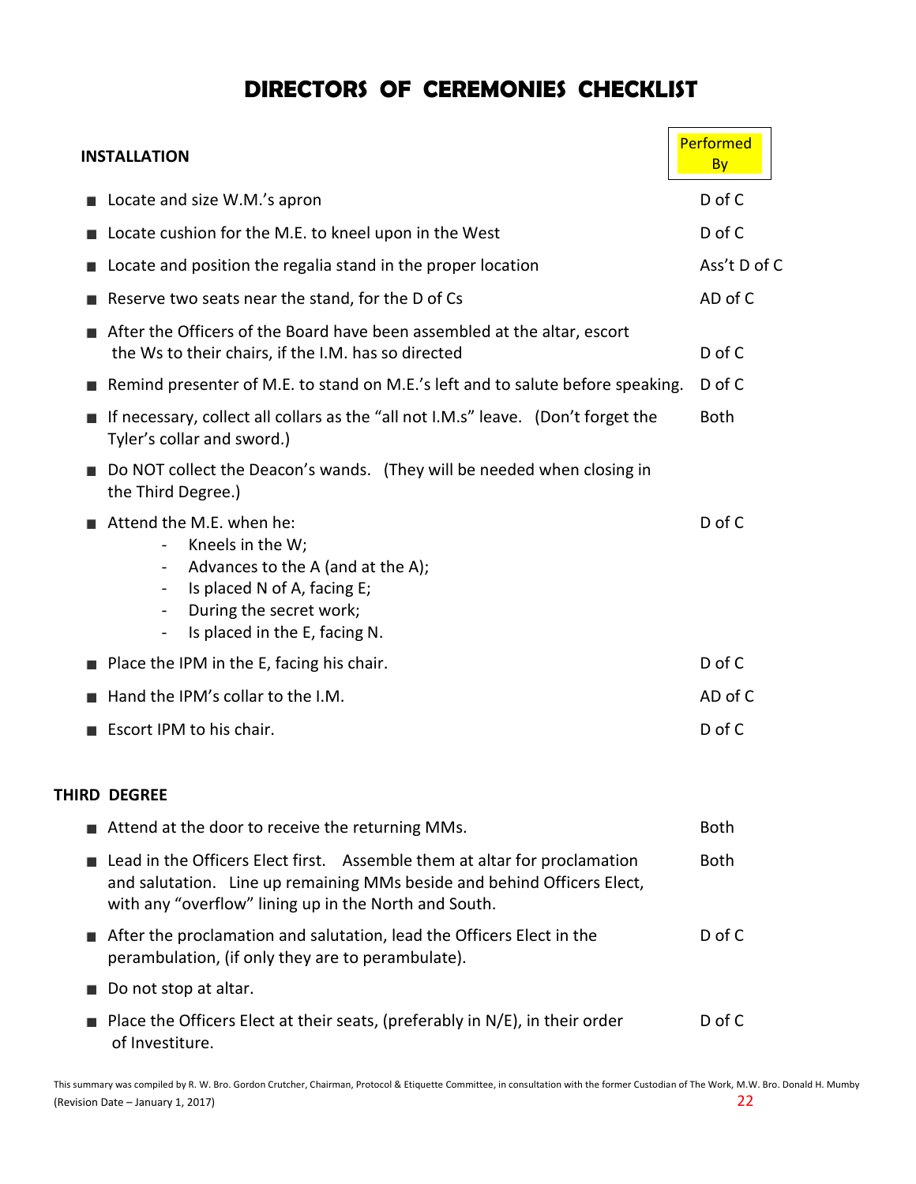# DIRECTORS OF CEREMONIES CHECKLIST

| INSTALLATION | Performed By |
|---|---|
| ■ Locate and size W.M.'s apron | D of C |
| ■ Locate cushion for the M.E. to kneel upon in the West | D of C |
| ■ Locate and position the regalia stand in the proper location | Ass't D of C |
| ■ Reserve two seats near the stand, for the D of Cs | AD of C |
| ■ After the Officers of the Board have been assembled at the altar, escort the Ws to their chairs, if the I.M. has so directed | D of C |
| ■ Remind presenter of M.E. to stand on M.E.'s left and to salute before speaking. | D of C |
| ■ If necessary, collect all collars as the "all not I.M.s" leave. (Don't forget the Tyler's collar and sword.) | Both |
| ■ Do NOT collect the Deacon's wands. (They will be needed when closing in the Third Degree.) | |
| ■ Attend the M.E. when he:<br>- Kneels in the W;<br>- Advances to the A (and at the A);<br>- Is placed N of A, facing E;<br>- During the secret work;<br>- Is placed in the E, facing N. | D of C |
| ■ Place the IPM in the E, facing his chair. | D of C |
| ■ Hand the IPM's collar to the I.M. | AD of C |
| ■ Escort IPM to his chair. | D of C |

**THIRD DEGREE**

| | |
|---|---|
| ■ Attend at the door to receive the returning MMs. | Both |
| ■ Lead in the Officers Elect first. Assemble them at altar for proclamation and salutation. Line up remaining MMs beside and behind Officers Elect, with any "overflow" lining up in the North and South. | Both |
| ■ After the proclamation and salutation, lead the Officers Elect in the perambulation, (if only they are to perambulate). | D of C |
| ■ Do not stop at altar. | |
| ■ Place the Officers Elect at their seats, (preferably in N/E), in their order of Investiture. | D of C |

This summary was compiled by R. W. Bro. Gordon Crutcher, Chairman, Protocol & Etiquette Committee, in consultation with the former Custodian of The Work, M.W. Bro. Donald H. Mumby (Revision Date – January 1, 2017)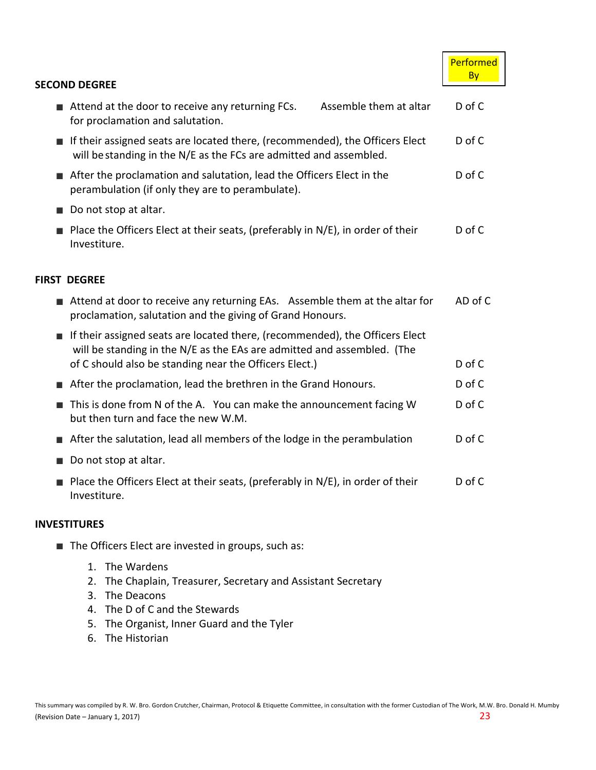## SECOND DEGREE

| | Performed By |
|---|---|
| Attend at the door to receive any returning FCs. Assemble them at altar for proclamation and salutation. | D of C |
| If their assigned seats are located there, (recommended), the Officers Elect will be standing in the N/E as the FCs are admitted and assembled. | D of C |
| After the proclamation and salutation, lead the Officers Elect in the perambulation (if only they are to perambulate). | D of C |
| Do not stop at altar. | |
| Place the Officers Elect at their seats, (preferably in N/E), in order of their Investiture. | D of C |

## FIRST DEGREE

| | Performed By |
|---|---|
| Attend at door to receive any returning EAs. Assemble them at the altar for proclamation, salutation and the giving of Grand Honours. | AD of C |
| If their assigned seats are located there, (recommended), the Officers Elect will be standing in the N/E as the EAs are admitted and assembled. (The of C should also be standing near the Officers Elect.) | D of C |
| After the proclamation, lead the brethren in the Grand Honours. | D of C |
| This is done from N of the A. You can make the announcement facing W but then turn and face the new W.M. | D of C |
| After the salutation, lead all members of the lodge in the perambulation | D of C |
| Do not stop at altar. | |
| Place the Officers Elect at their seats, (preferably in N/E), in order of their Investiture. | D of C |

## INVESTITURES

- The Officers Elect are invested in groups, such as:
  1. The Wardens
  2. The Chaplain, Treasurer, Secretary and Assistant Secretary
  3. The Deacons
  4. The D of C and the Stewards
  5. The Organist, Inner Guard and the Tyler
  6. The Historian

This summary was compiled by R. W. Bro. Gordon Crutcher, Chairman, Protocol & Etiquette Committee, in consultation with the former Custodian of The Work, M.W. Bro. Donald H. Mumby (Revision Date – January 1, 2017)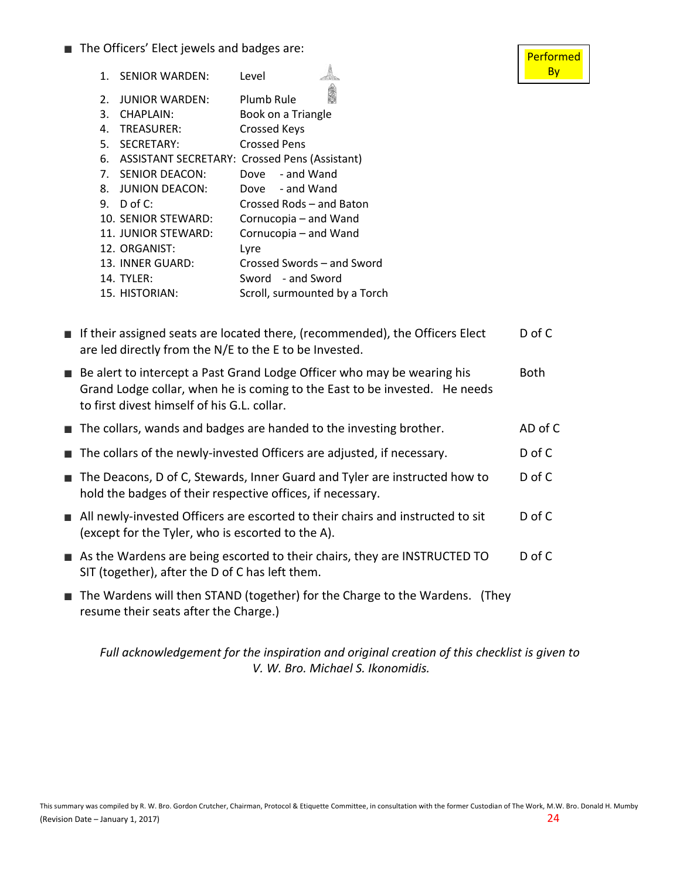- The Officers' Elect jewels and badges are:

| | | |
|---|---|---|
| 1. | SENIOR WARDEN: | Level |
| 2. | JUNIOR WARDEN: | Plumb Rule |
| 3. | CHAPLAIN: | Book on a Triangle |
| 4. | TREASURER: | Crossed Keys |
| 5. | SECRETARY: | Crossed Pens |
| 6. | ASSISTANT SECRETARY: | Crossed Pens (Assistant) |
| 7. | SENIOR DEACON: | Dove - and Wand |
| 8. | JUNION DEACON: | Dove - and Wand |
| 9. | D of C: | Crossed Rods – and Baton |
| 10. | SENIOR STEWARD: | Cornucopia – and Wand |
| 11. | JUNIOR STEWARD: | Cornucopia – and Wand |
| 12. | ORGANIST: | Lyre |
| 13. | INNER GUARD: | Crossed Swords – and Sword |
| 14. | TYLER: | Sword - and Sword |
| 15. | HISTORIAN: | Scroll, surmounted by a Torch |

| | Performed By |
|---|---|
| If their assigned seats are located there, (recommended), the Officers Elect are led directly from the N/E to the E to be Invested. | D of C |
| Be alert to intercept a Past Grand Lodge Officer who may be wearing his Grand Lodge collar, when he is coming to the East to be invested. He needs to first divest himself of his G.L. collar. | Both |
| The collars, wands and badges are handed to the investing brother. | AD of C |
| The collars of the newly-invested Officers are adjusted, if necessary. | D of C |
| The Deacons, D of C, Stewards, Inner Guard and Tyler are instructed how to hold the badges of their respective offices, if necessary. | D of C |
| All newly-invested Officers are escorted to their chairs and instructed to sit (except for the Tyler, who is escorted to the A). | D of C |
| As the Wardens are being escorted to their chairs, they are INSTRUCTED TO SIT (together), after the D of C has left them. | D of C |
| The Wardens will then STAND (together) for the Charge to the Wardens. (They resume their seats after the Charge.) | |

*Full acknowledgement for the inspiration and original creation of this checklist is given to V. W. Bro. Michael S. Ikonomidis.*

This summary was compiled by R. W. Bro. Gordon Crutcher, Chairman, Protocol & Etiquette Committee, in consultation with the former Custodian of The Work, M.W. Bro. Donald H. Mumby (Revision Date – January 1, 2017)